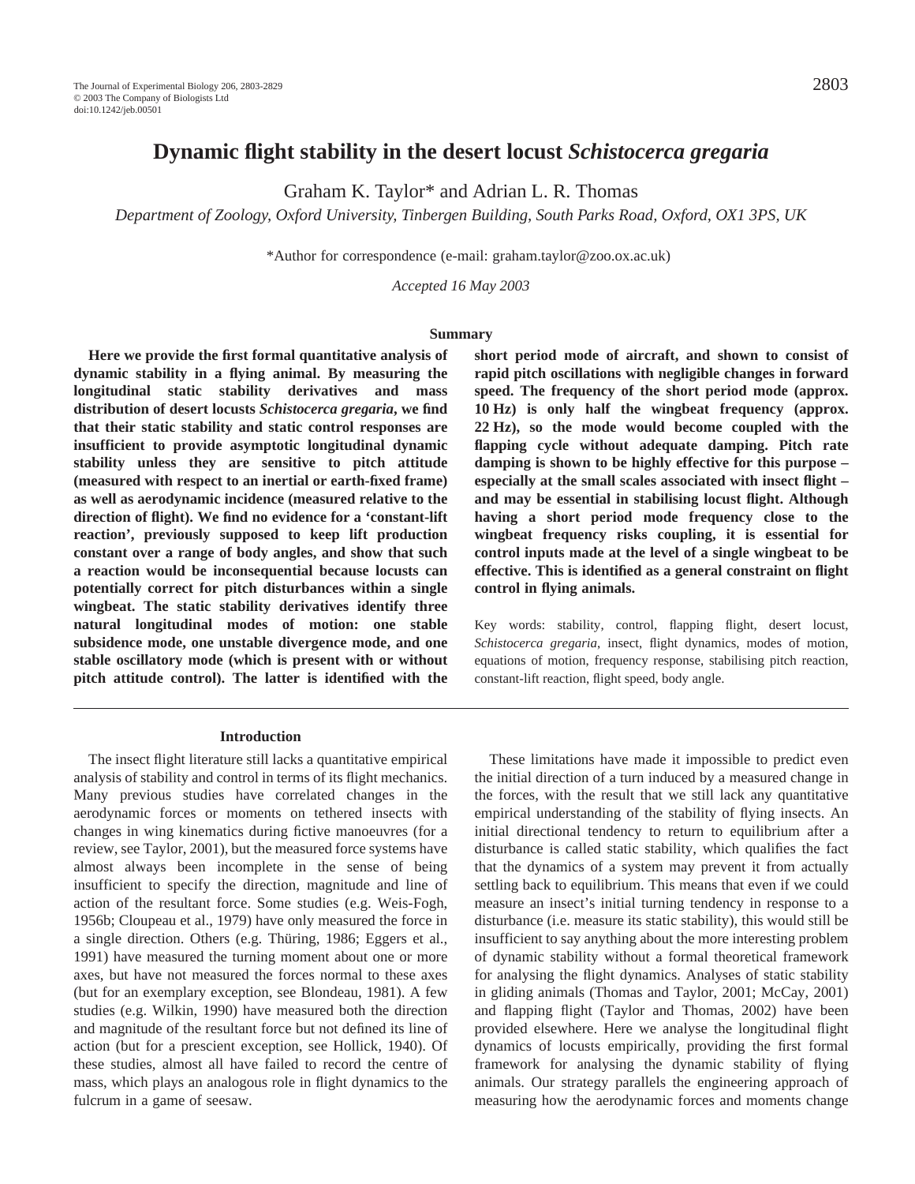# Dynamic flight stability in the desert locust *Schistocerca gregaria*

Graham K. Taylor* and Adrian L. R. Thomas

*Department of Zoology, Oxford University, Tinbergen Building, South Parks Road, Oxford, OX1 3PS, UK*

*Author for correspondence (e-mail: graham.taylor@zoo.ox.ac.uk)

*Accepted 16 May 2003*

## Summary

**Here we provide the first formal quantitative analysis of dynamic stability in a flying animal. By measuring the longitudinal static stability derivatives and mass distribution of desert locusts *Schistocerca gregaria*, we find that their static stability and static control responses are insufficient to provide asymptotic longitudinal dynamic stability unless they are sensitive to pitch attitude (measured with respect to an inertial or earth-fixed frame) as well as aerodynamic incidence (measured relative to the direction of flight). We find no evidence for a 'constant-lift reaction', previously supposed to keep lift production constant over a range of body angles, and show that such a reaction would be inconsequential because locusts can potentially correct for pitch disturbances within a single wingbeat. The static stability derivatives identify three natural longitudinal modes of motion: one stable subsidence mode, one unstable divergence mode, and one stable oscillatory mode (which is present with or without pitch attitude control). The latter is identified with the short period mode of aircraft, and shown to consist of rapid pitch oscillations with negligible changes in forward speed. The frequency of the short period mode (approx. 10 Hz) is only half the wingbeat frequency (approx. 22 Hz), so the mode would become coupled with the flapping cycle without adequate damping. Pitch rate damping is shown to be highly effective for this purpose – especially at the small scales associated with insect flight – and may be essential in stabilising locust flight. Although having a short period mode frequency close to the wingbeat frequency risks coupling, it is essential for control inputs made at the level of a single wingbeat to be effective. This is identified as a general constraint on flight control in flying animals.**

Key words: stability, control, flapping flight, desert locust, *Schistocerca gregaria*, insect, flight dynamics, modes of motion, equations of motion, frequency response, stabilising pitch reaction, constant-lift reaction, flight speed, body angle.

## Introduction

The insect flight literature still lacks a quantitative empirical analysis of stability and control in terms of its flight mechanics. Many previous studies have correlated changes in the aerodynamic forces or moments on tethered insects with changes in wing kinematics during fictive manoeuvres (for a review, see Taylor, 2001), but the measured force systems have almost always been incomplete in the sense of being insufficient to specify the direction, magnitude and line of action of the resultant force. Some studies (e.g. Weis-Fogh, 1956b; Cloupeau et al., 1979) have only measured the force in a single direction. Others (e.g. Thüring, 1986; Eggers et al., 1991) have measured the turning moment about one or more axes, but have not measured the forces normal to these axes (but for an exemplary exception, see Blondeau, 1981). A few studies (e.g. Wilkin, 1990) have measured both the direction and magnitude of the resultant force but not defined its line of action (but for a prescient exception, see Hollick, 1940). Of these studies, almost all have failed to record the centre of mass, which plays an analogous role in flight dynamics to the fulcrum in a game of seesaw.

These limitations have made it impossible to predict even the initial direction of a turn induced by a measured change in the forces, with the result that we still lack any quantitative empirical understanding of the stability of flying insects. An initial directional tendency to return to equilibrium after a disturbance is called static stability, which qualifies the fact that the dynamics of a system may prevent it from actually settling back to equilibrium. This means that even if we could measure an insect's initial turning tendency in response to a disturbance (i.e. measure its static stability), this would still be insufficient to say anything about the more interesting problem of dynamic stability without a formal theoretical framework for analysing the flight dynamics. Analyses of static stability in gliding animals (Thomas and Taylor, 2001; McCay, 2001) and flapping flight (Taylor and Thomas, 2002) have been provided elsewhere. Here we analyse the longitudinal flight dynamics of locusts empirically, providing the first formal framework for analysing the dynamic stability of flying animals. Our strategy parallels the engineering approach of measuring how the aerodynamic forces and moments change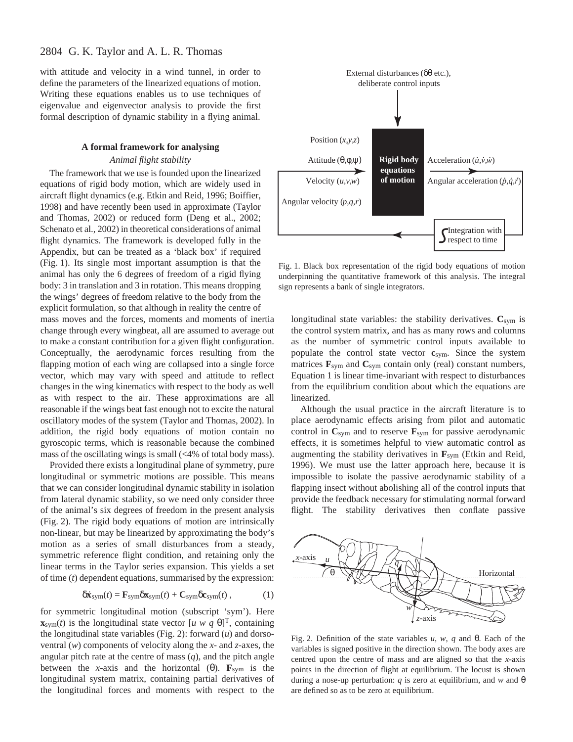with attitude and velocity in a wind tunnel, in order to define the parameters of the linearized equations of motion. Writing these equations enables us to use techniques of eigenvalue and eigenvector analysis to provide the first formal description of dynamic stability in a flying animal.

## A formal framework for analysing

### *Animal flight stability*

The framework that we use is founded upon the linearized equations of rigid body motion, which are widely used in aircraft flight dynamics (e.g. Etkin and Reid, 1996; Boiffier, 1998) and have recently been used in approximate (Taylor and Thomas, 2002) or reduced form (Deng et al., 2002; Schenato et al., 2002) in theoretical considerations of animal flight dynamics. The framework is developed fully in the Appendix, but can be treated as a 'black box' if required (Fig. 1). Its single most important assumption is that the animal has only the 6 degrees of freedom of a rigid flying body: 3 in translation and 3 in rotation. This means dropping the wings' degrees of freedom relative to the body from the explicit formulation, so that although in reality the centre of mass moves and the forces, moments and moments of inertia change through every wingbeat, all are assumed to average out to make a constant contribution for a given flight configuration. Conceptually, the aerodynamic forces resulting from the flapping motion of each wing are collapsed into a single force vector, which may vary with speed and attitude to reflect changes in the wing kinematics with respect to the body as well as with respect to the air. These approximations are all reasonable if the wings beat fast enough not to excite the natural oscillatory modes of the system (Taylor and Thomas, 2002). In addition, the rigid body equations of motion contain no gyroscopic terms, which is reasonable because the combined mass of the oscillating wings is small (<4% of total body mass).

Provided there exists a longitudinal plane of symmetry, pure longitudinal or symmetric motions are possible. This means that we can consider longitudinal dynamic stability in isolation from lateral dynamic stability, so we need only consider three of the animal's six degrees of freedom in the present analysis (Fig. 2). The rigid body equations of motion are intrinsically non-linear, but may be linearized by approximating the body's motion as a series of small disturbances from a steady, symmetric reference flight condition, and retaining only the linear terms in the Taylor series expansion. This yields a set of time ($t$) dependent equations, summarised by the expression:

$$\delta\dot{\mathbf{x}}_{\mathrm{sym}}(t) = \mathbf{F}_{\mathrm{sym}}\delta\mathbf{x}_{\mathrm{sym}}(t) + \mathbf{C}_{\mathrm{sym}}\delta\mathbf{c}_{\mathrm{sym}}(t)\,, \tag{1}$$

for symmetric longitudinal motion (subscript 'sym'). Here $\mathbf{x}_{\mathrm{sym}}(t)$ is the longitudinal state vector $[u\ w\ q\ \theta]^{\mathrm{T}}$, containing the longitudinal state variables (Fig. 2): forward ($u$) and dorsoventral ($w$) components of velocity along the $x$- and $z$-axes, the angular pitch rate at the centre of mass ($q$), and the pitch angle between the $x$-axis and the horizontal ($\theta$). $\mathbf{F}_{\mathrm{sym}}$ is the longitudinal system matrix, containing partial derivatives of the longitudinal forces and moments with respect to the longitudinal state variables: the stability derivatives. $\mathbf{C}_{\mathrm{sym}}$ is the control system matrix, and has as many rows and columns as the number of symmetric control inputs available to populate the control state vector $\mathbf{c}_{\mathrm{sym}}$. Since the system matrices $\mathbf{F}_{\mathrm{sym}}$ and $\mathbf{C}_{\mathrm{sym}}$ contain only (real) constant numbers, Equation 1 is linear time-invariant with respect to disturbances from the equilibrium condition about which the equations are linearized.

Although the usual practice in the aircraft literature is to place aerodynamic effects arising from pilot and automatic control in $\mathbf{C}_{\mathrm{sym}}$ and to reserve $\mathbf{F}_{\mathrm{sym}}$ for passive aerodynamic effects, it is sometimes helpful to view automatic control as augmenting the stability derivatives in $\mathbf{F}_{\mathrm{sym}}$ (Etkin and Reid, 1996). We must use the latter approach here, because it is impossible to isolate the passive aerodynamic stability of a flapping insect without abolishing all of the control inputs that provide the feedback necessary for stimulating normal forward flight. The stability derivatives then conflate passive

Fig. 1. Black box representation of the rigid body equations of motion underpinning the quantitative framework of this analysis. The integral sign represents a bank of single integrators.

Fig. 2. Definition of the state variables $u$, $w$, $q$ and $\theta$. Each of the variables is signed positive in the direction shown. The body axes are centred upon the centre of mass and are aligned so that the $x$-axis points in the direction of flight at equilibrium. The locust is shown during a nose-up perturbation: $q$ is zero at equilibrium, and $w$ and $\theta$ are defined so as to be zero at equilibrium.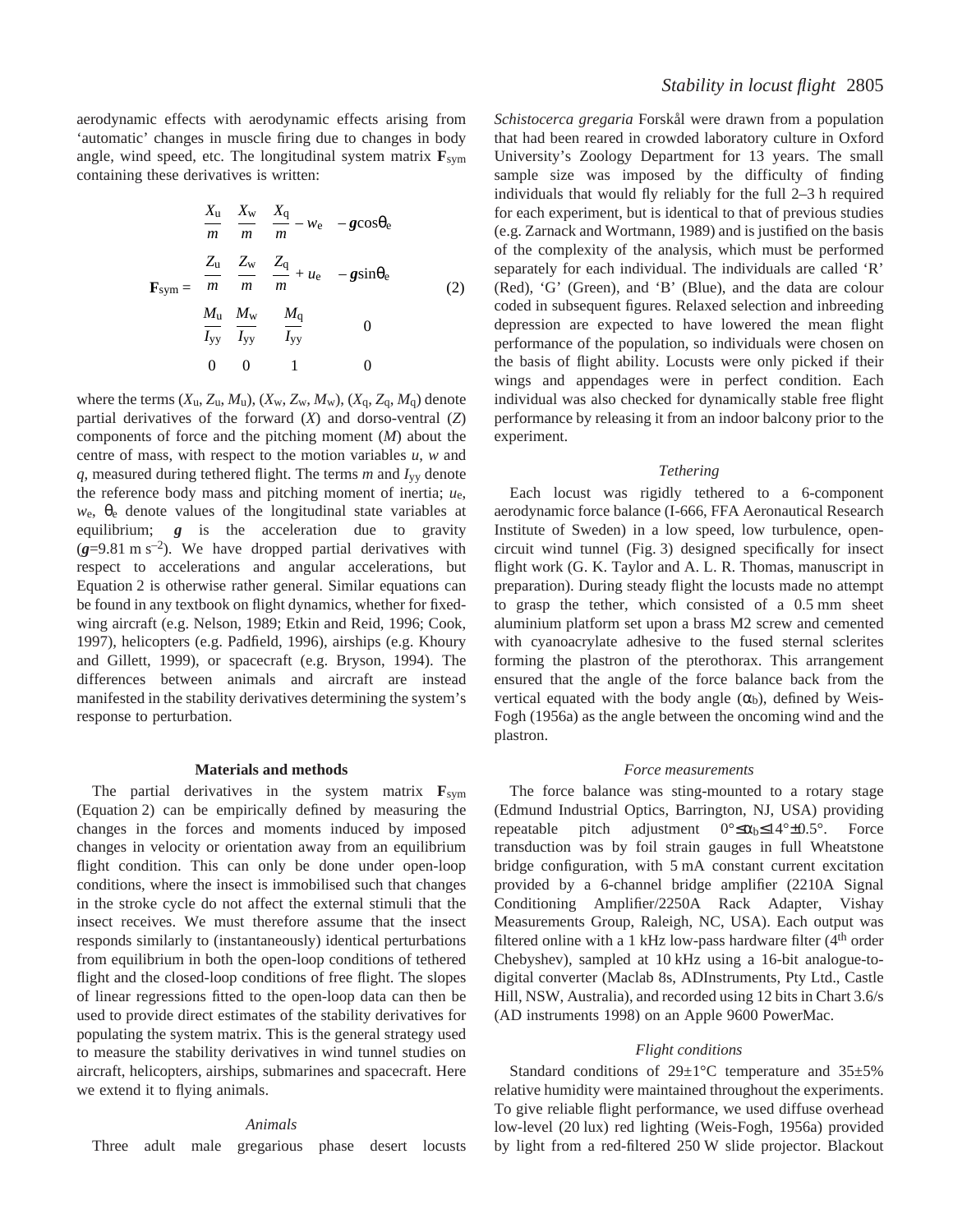aerodynamic effects with aerodynamic effects arising from 'automatic' changes in muscle firing due to changes in body angle, wind speed, etc. The longitudinal system matrix $\mathbf{F}_{\text{sym}}$ containing these derivatives is written:

$$
\mathbf{F}_{\text{sym}} = \begin{bmatrix} \dfrac{X_u}{m} & \dfrac{X_w}{m} & \dfrac{X_q}{m} - w_e & -\boldsymbol{g}\cos\theta_e \\ \dfrac{Z_u}{m} & \dfrac{Z_w}{m} & \dfrac{Z_q}{m} + u_e & -\boldsymbol{g}\sin\theta_e \\ \dfrac{M_u}{I_{yy}} & \dfrac{M_w}{I_{yy}} & \dfrac{M_q}{I_{yy}} & 0 \\ 0 & 0 & 1 & 0 \end{bmatrix} \quad (2)
$$

where the terms ($X_u$, $Z_u$, $M_u$), ($X_w$, $Z_w$, $M_w$), ($X_q$, $Z_q$, $M_q$) denote partial derivatives of the forward ($X$) and dorso-ventral ($Z$) components of force and the pitching moment ($M$) about the centre of mass, with respect to the motion variables $u$, $w$ and $q$, measured during tethered flight. The terms $m$ and $I_{yy}$ denote the reference body mass and pitching moment of inertia; $u_e$, $w_e$, $\theta_e$ denote values of the longitudinal state variables at equilibrium; $\boldsymbol{g}$ is the acceleration due to gravity ($\boldsymbol{g}$=9.81 m s$^{-2}$). We have dropped partial derivatives with respect to accelerations and angular accelerations, but Equation 2 is otherwise rather general. Similar equations can be found in any textbook on flight dynamics, whether for fixed-wing aircraft (e.g. Nelson, 1989; Etkin and Reid, 1996; Cook, 1997), helicopters (e.g. Padfield, 1996), airships (e.g. Khoury and Gillett, 1999), or spacecraft (e.g. Bryson, 1994). The differences between animals and aircraft are instead manifested in the stability derivatives determining the system's response to perturbation.

## Materials and methods

The partial derivatives in the system matrix $\mathbf{F}_{\text{sym}}$ (Equation 2) can be empirically defined by measuring the changes in the forces and moments induced by imposed changes in velocity or orientation away from an equilibrium flight condition. This can only be done under open-loop conditions, where the insect is immobilised such that changes in the stroke cycle do not affect the external stimuli that the insect receives. We must therefore assume that the insect responds similarly to (instantaneously) identical perturbations from equilibrium in both the open-loop conditions of tethered flight and the closed-loop conditions of free flight. The slopes of linear regressions fitted to the open-loop data can then be used to provide direct estimates of the stability derivatives for populating the system matrix. This is the general strategy used to measure the stability derivatives in wind tunnel studies on aircraft, helicopters, airships, submarines and spacecraft. Here we extend it to flying animals.

### *Animals*

Three adult male gregarious phase desert locusts *Schistocerca gregaria* Forskål were drawn from a population that had been reared in crowded laboratory culture in Oxford University's Zoology Department for 13 years. The small sample size was imposed by the difficulty of finding individuals that would fly reliably for the full 2–3 h required for each experiment, but is identical to that of previous studies (e.g. Zarnack and Wortmann, 1989) and is justified on the basis of the complexity of the analysis, which must be performed separately for each individual. The individuals are called 'R' (Red), 'G' (Green), and 'B' (Blue), and the data are colour coded in subsequent figures. Relaxed selection and inbreeding depression are expected to have lowered the mean flight performance of the population, so individuals were chosen on the basis of flight ability. Locusts were only picked if their wings and appendages were in perfect condition. Each individual was also checked for dynamically stable free flight performance by releasing it from an indoor balcony prior to the experiment.

### *Tethering*

Each locust was rigidly tethered to a 6-component aerodynamic force balance (I-666, FFA Aeronautical Research Institute of Sweden) in a low speed, low turbulence, open-circuit wind tunnel (Fig. 3) designed specifically for insect flight work (G. K. Taylor and A. L. R. Thomas, manuscript in preparation). During steady flight the locusts made no attempt to grasp the tether, which consisted of a 0.5 mm sheet aluminium platform set upon a brass M2 screw and cemented with cyanoacrylate adhesive to the fused sternal sclerites forming the plastron of the pterothorax. This arrangement ensured that the angle of the force balance back from the vertical equated with the body angle ($\alpha_b$), defined by Weis-Fogh (1956a) as the angle between the oncoming wind and the plastron.

### *Force measurements*

The force balance was sting-mounted to a rotary stage (Edmund Industrial Optics, Barrington, NJ, USA) providing repeatable pitch adjustment $0°\leq\alpha_b\leq14°\pm0.5°$. Force transduction was by foil strain gauges in full Wheatstone bridge configuration, with 5 mA constant current excitation provided by a 6-channel bridge amplifier (2210A Signal Conditioning Amplifier/2250A Rack Adapter, Vishay Measurements Group, Raleigh, NC, USA). Each output was filtered online with a 1 kHz low-pass hardware filter (4th order Chebyshev), sampled at 10 kHz using a 16-bit analogue-to-digital converter (Maclab 8s, ADInstruments, Pty Ltd., Castle Hill, NSW, Australia), and recorded using 12 bits in Chart 3.6/s (AD instruments 1998) on an Apple 9600 PowerMac.

### *Flight conditions*

Standard conditions of 29±1°C temperature and 35±5% relative humidity were maintained throughout the experiments. To give reliable flight performance, we used diffuse overhead low-level (20 lux) red lighting (Weis-Fogh, 1956a) provided by light from a red-filtered 250 W slide projector. Blackout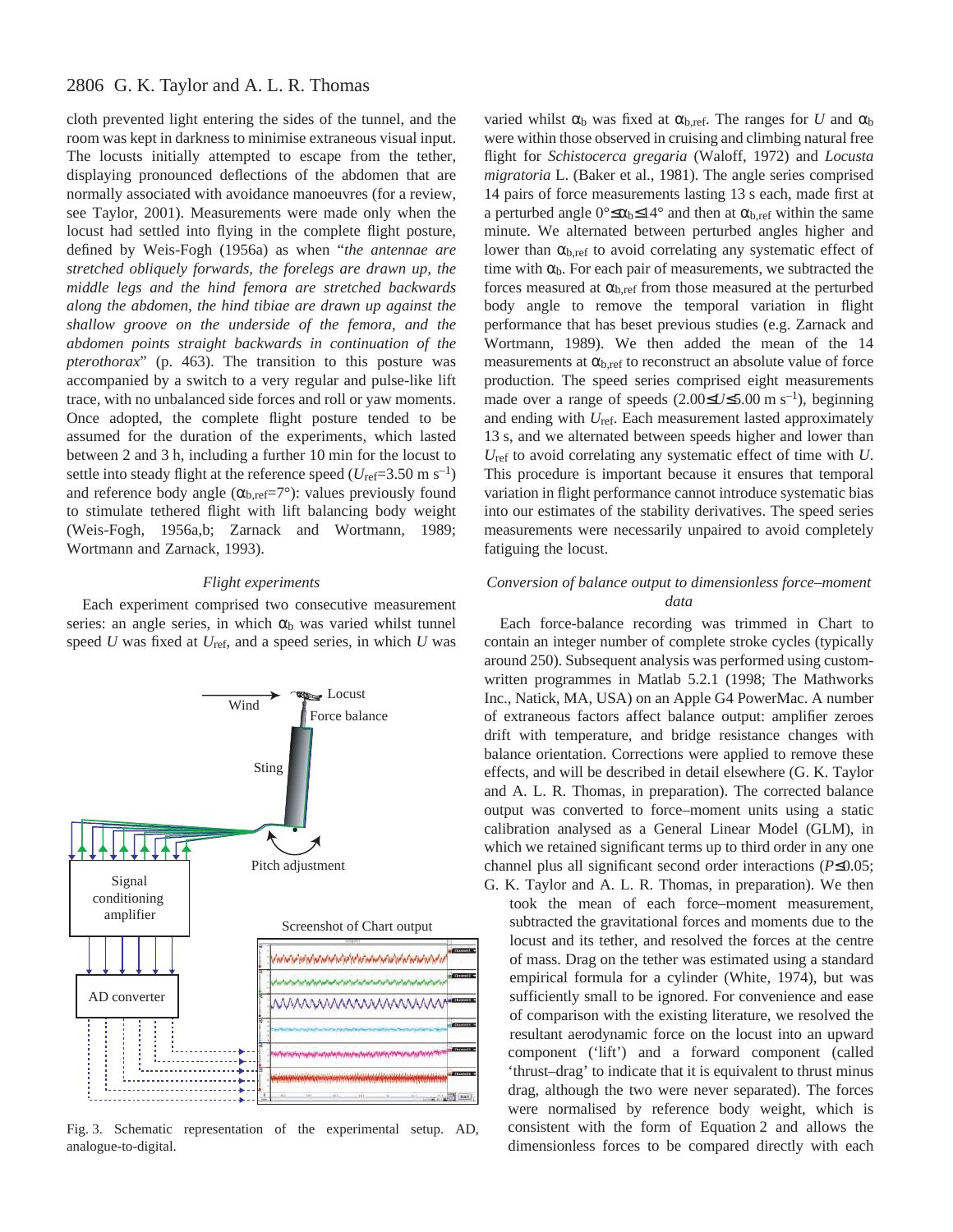cloth prevented light entering the sides of the tunnel, and the room was kept in darkness to minimise extraneous visual input. The locusts initially attempted to escape from the tether, displaying pronounced deflections of the abdomen that are normally associated with avoidance manoeuvres (for a review, see Taylor, 2001). Measurements were made only when the locust had settled into flying in the complete flight posture, defined by Weis-Fogh (1956a) as when "*the antennae are stretched obliquely forwards, the forelegs are drawn up, the middle legs and the hind femora are stretched backwards along the abdomen, the hind tibiae are drawn up against the shallow groove on the underside of the femora, and the abdomen points straight backwards in continuation of the pterothorax*" (p. 463). The transition to this posture was accompanied by a switch to a very regular and pulse-like lift trace, with no unbalanced side forces and roll or yaw moments. Once adopted, the complete flight posture tended to be assumed for the duration of the experiments, which lasted between 2 and 3 h, including a further 10 min for the locust to settle into steady flight at the reference speed ($U_{ref}$=3.50 m s$^{-1}$) and reference body angle ($\alpha_{b,ref}$=7°): values previously found to stimulate tethered flight with lift balancing body weight (Weis-Fogh, 1956a,b; Zarnack and Wortmann, 1989; Wortmann and Zarnack, 1993).

### *Flight experiments*

Each experiment comprised two consecutive measurement series: an angle series, in which $\alpha_b$ was varied whilst tunnel speed $U$ was fixed at $U_{ref}$, and a speed series, in which $U$ was varied whilst $\alpha_b$ was fixed at $\alpha_{b,ref}$. The ranges for $U$ and $\alpha_b$ were within those observed in cruising and climbing natural free flight for *Schistocerca gregaria* (Waloff, 1972) and *Locusta migratoria* L. (Baker et al., 1981). The angle series comprised 14 pairs of force measurements lasting 13 s each, made first at a perturbed angle 0°≤$\alpha_b$≤14° and then at $\alpha_{b,ref}$ within the same minute. We alternated between perturbed angles higher and lower than $\alpha_{b,ref}$ to avoid correlating any systematic effect of time with $\alpha_b$. For each pair of measurements, we subtracted the forces measured at $\alpha_{b,ref}$ from those measured at the perturbed body angle to remove the temporal variation in flight performance that has beset previous studies (e.g. Zarnack and Wortmann, 1989). We then added the mean of the 14 measurements at $\alpha_{b,ref}$ to reconstruct an absolute value of force production. The speed series comprised eight measurements made over a range of speeds (2.00≤$U$≤5.00 m s$^{-1}$), beginning and ending with $U_{ref}$. Each measurement lasted approximately 13 s, and we alternated between speeds higher and lower than $U_{ref}$ to avoid correlating any systematic effect of time with $U$. This procedure is important because it ensures that temporal variation in flight performance cannot introduce systematic bias into our estimates of the stability derivatives. The speed series measurements were necessarily unpaired to avoid completely fatiguing the locust.

Fig. 3. Schematic representation of the experimental setup. AD, analogue-to-digital.

### *Conversion of balance output to dimensionless force–moment data*

Each force-balance recording was trimmed in Chart to contain an integer number of complete stroke cycles (typically around 250). Subsequent analysis was performed using custom-written programmes in Matlab 5.2.1 (1998; The Mathworks Inc., Natick, MA, USA) on an Apple G4 PowerMac. A number of extraneous factors affect balance output: amplifier zeroes drift with temperature, and bridge resistance changes with balance orientation. Corrections were applied to remove these effects, and will be described in detail elsewhere (G. K. Taylor and A. L. R. Thomas, in preparation). The corrected balance output was converted to force–moment units using a static calibration analysed as a General Linear Model (GLM), in which we retained significant terms up to third order in any one channel plus all significant second order interactions ($P$≤0.05; G. K. Taylor and A. L. R. Thomas, in preparation). We then took the mean of each force–moment measurement, subtracted the gravitational forces and moments due to the locust and its tether, and resolved the forces at the centre of mass. Drag on the tether was estimated using a standard empirical formula for a cylinder (White, 1974), but was sufficiently small to be ignored. For convenience and ease of comparison with the existing literature, we resolved the resultant aerodynamic force on the locust into an upward component ('lift') and a forward component (called 'thrust–drag' to indicate that it is equivalent to thrust minus drag, although the two were never separated). The forces were normalised by reference body weight, which is consistent with the form of Equation 2 and allows the dimensionless forces to be compared directly with each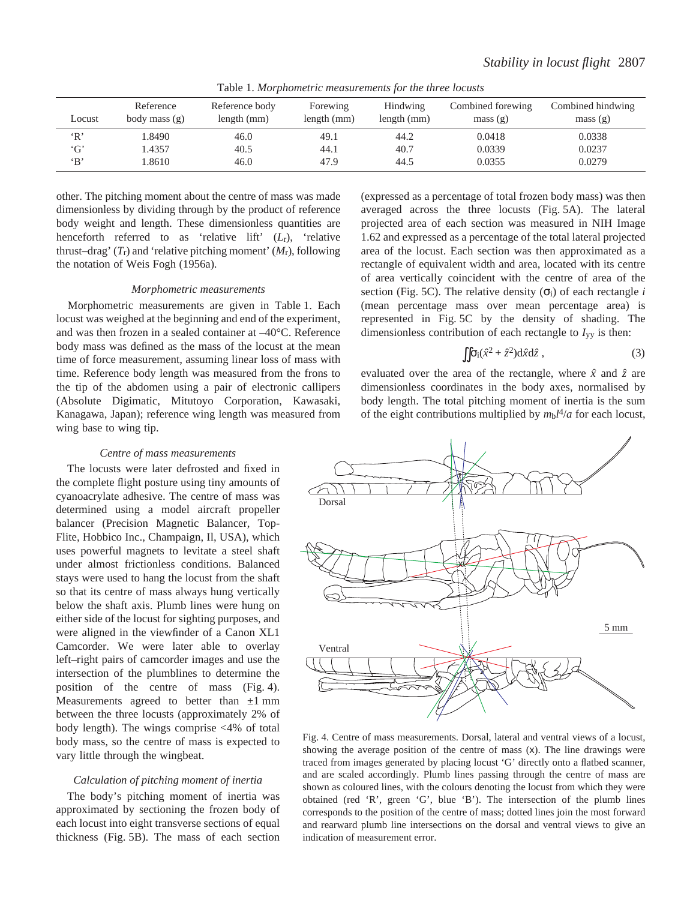Table 1. *Morphometric measurements for the three locusts*

| Locust | Reference body mass (g) | Reference body length (mm) | Forewing length (mm) | Hindwing length (mm) | Combined forewing mass (g) | Combined hindwing mass (g) |
|---|---|---|---|---|---|---|
| 'R' | 1.8490 | 46.0 | 49.1 | 44.2 | 0.0418 | 0.0338 |
| 'G' | 1.4357 | 40.5 | 44.1 | 40.7 | 0.0339 | 0.0237 |
| 'B' | 1.8610 | 46.0 | 47.9 | 44.5 | 0.0355 | 0.0279 |

other. The pitching moment about the centre of mass was made dimensionless by dividing through by the product of reference body weight and length. These dimensionless quantities are henceforth referred to as 'relative lift' ($L_r$), 'relative thrust–drag' ($T_r$) and 'relative pitching moment' ($M_r$), following the notation of Weis Fogh (1956a).

### *Morphometric measurements*

Morphometric measurements are given in Table 1. Each locust was weighed at the beginning and end of the experiment, and was then frozen in a sealed container at –40°C. Reference body mass was defined as the mass of the locust at the mean time of force measurement, assuming linear loss of mass with time. Reference body length was measured from the frons to the tip of the abdomen using a pair of electronic callipers (Absolute Digimatic, Mitutoyo Corporation, Kawasaki, Kanagawa, Japan); reference wing length was measured from wing base to wing tip.

### *Centre of mass measurements*

The locusts were later defrosted and fixed in the complete flight posture using tiny amounts of cyanoacrylate adhesive. The centre of mass was determined using a model aircraft propeller balancer (Precision Magnetic Balancer, Top-Flite, Hobbico Inc., Champaign, Il, USA), which uses powerful magnets to levitate a steel shaft under almost frictionless conditions. Balanced stays were used to hang the locust from the shaft so that its centre of mass always hung vertically below the shaft axis. Plumb lines were hung on either side of the locust for sighting purposes, and were aligned in the viewfinder of a Canon XL1 Camcorder. We were later able to overlay left–right pairs of camcorder images and use the intersection of the plumblines to determine the position of the centre of mass (Fig. 4). Measurements agreed to better than ±1 mm between the three locusts (approximately 2% of body length). The wings comprise <4% of total body mass, so the centre of mass is expected to vary little through the wingbeat.

### *Calculation of pitching moment of inertia*

The body's pitching moment of inertia was approximated by sectioning the frozen body of each locust into eight transverse sections of equal thickness (Fig. 5B). The mass of each section (expressed as a percentage of total frozen body mass) was then averaged across the three locusts (Fig. 5A). The lateral projected area of each section was measured in NIH Image 1.62 and expressed as a percentage of the total lateral projected area of the locust. Each section was then approximated as a rectangle of equivalent width and area, located with its centre of area vertically coincident with the centre of area of the section (Fig. 5C). The relative density ($\sigma_i$) of each rectangle $i$ (mean percentage mass over mean percentage area) is represented in Fig. 5C by the density of shading. The dimensionless contribution of each rectangle to $I_{yy}$ is then:

$$\iint \sigma_i(\hat{x}^2 + \hat{z}^2)\mathrm{d}\hat{x}\mathrm{d}\hat{z}\,, \tag{3}$$

evaluated over the area of the rectangle, where $\hat{x}$ and $\hat{z}$ are dimensionless coordinates in the body axes, normalised by body length. The total pitching moment of inertia is the sum of the eight contributions multiplied by $m_b l^4/a$ for each locust,

Fig. 4. Centre of mass measurements. Dorsal, lateral and ventral views of a locust, showing the average position of the centre of mass (x). The line drawings were traced from images generated by placing locust 'G' directly onto a flatbed scanner, and are scaled accordingly. Plumb lines passing through the centre of mass are shown as coloured lines, with the colours denoting the locust from which they were obtained (red 'R', green 'G', blue 'B'). The intersection of the plumb lines corresponds to the position of the centre of mass; dotted lines join the most forward and rearward plumb line intersections on the dorsal and ventral views to give an indication of measurement error.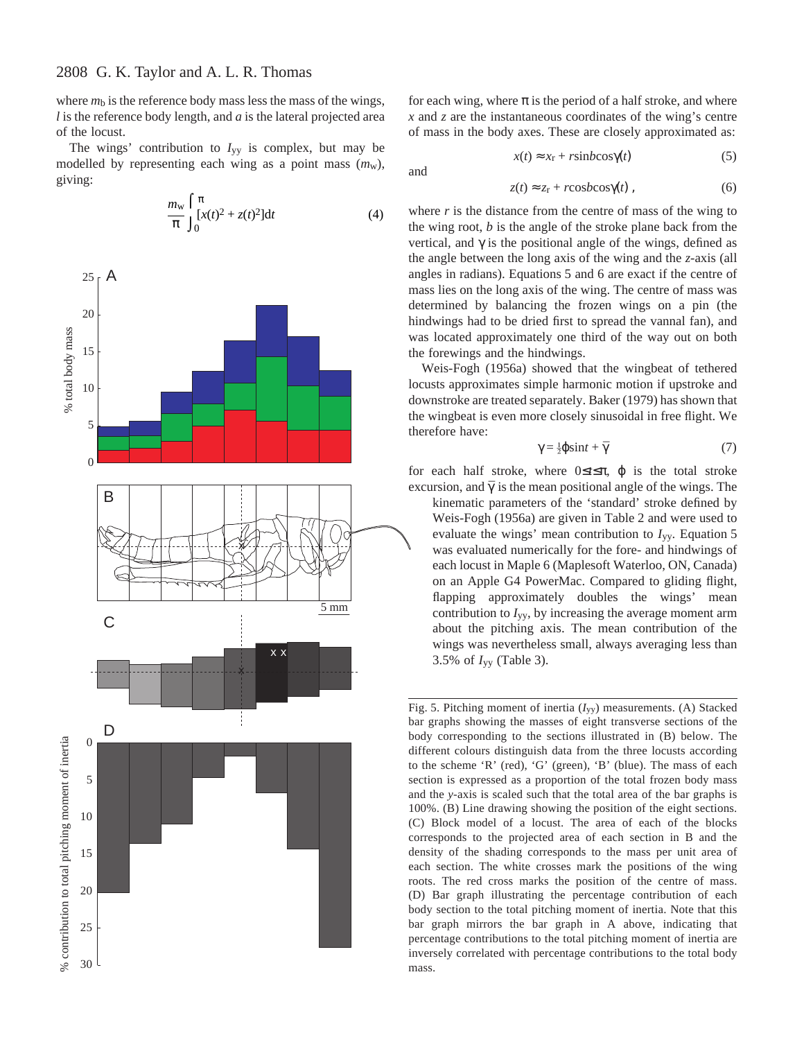where $m_b$ is the reference body mass less the mass of the wings, $l$ is the reference body length, and $a$ is the lateral projected area of the locust.

The wings' contribution to $I_{yy}$ is complex, but may be modelled by representing each wing as a point mass ($m_w$), giving:

$$\frac{m_w}{\pi}\int_0^{\pi}[x(t)^2 + z(t)^2]\mathrm{d}t \qquad (4)$$

for each wing, where $\pi$ is the period of a half stroke, and where $x$ and $z$ are the instantaneous coordinates of the wing's centre of mass in the body axes. These are closely approximated as:

$$x(t) \approx x_r + r\sin b\cos\gamma(t) \qquad (5)$$

and

$$z(t) \approx z_r + r\cos b\cos\gamma(t)\,, \qquad (6)$$

where $r$ is the distance from the centre of mass of the wing to the wing root, $b$ is the angle of the stroke plane back from the vertical, and $\gamma$ is the positional angle of the wings, defined as the angle between the long axis of the wing and the $z$-axis (all angles in radians). Equations 5 and 6 are exact if the centre of mass lies on the long axis of the wing. The centre of mass was determined by balancing the frozen wings on a pin (the hindwings had to be dried first to spread the vannal fan), and was located approximately one third of the way out on both the forewings and the hindwings.

Weis-Fogh (1956a) showed that the wingbeat of tethered locusts approximates simple harmonic motion if upstroke and downstroke are treated separately. Baker (1979) has shown that the wingbeat is even more closely sinusoidal in free flight. We therefore have:

$$\gamma = \tfrac{1}{2}\phi\sin t + \bar{\gamma} \qquad (7)$$

for each half stroke, where $0 \leq t \leq \pi$, $\phi$ is the total stroke excursion, and $\bar{\gamma}$ is the mean positional angle of the wings. The kinematic parameters of the 'standard' stroke defined by Weis-Fogh (1956a) are given in Table 2 and were used to evaluate the wings' mean contribution to $I_{yy}$. Equation 5 was evaluated numerically for the fore- and hindwings of each locust in Maple 6 (Maplesoft Waterloo, ON, Canada) on an Apple G4 PowerMac. Compared to gliding flight, flapping approximately doubles the wings' mean contribution to $I_{yy}$, by increasing the average moment arm about the pitching axis. The mean contribution of the wings was nevertheless small, always averaging less than 3.5% of $I_{yy}$ (Table 3).

Fig. 5. Pitching moment of inertia ($I_{yy}$) measurements. (A) Stacked bar graphs showing the masses of eight transverse sections of the body corresponding to the sections illustrated in (B) below. The different colours distinguish data from the three locusts according to the scheme 'R' (red), 'G' (green), 'B' (blue). The mass of each section is expressed as a proportion of the total frozen body mass and the $y$-axis is scaled such that the total area of the bar graphs is 100%. (B) Line drawing showing the position of the eight sections. (C) Block model of a locust. The area of each of the blocks corresponds to the projected area of each section in B and the density of the shading corresponds to the mass per unit area of each section. The white crosses mark the positions of the wing roots. The red cross marks the position of the centre of mass. (D) Bar graph illustrating the percentage contribution of each body section to the total pitching moment of inertia. Note that this bar graph mirrors the bar graph in A above, indicating that percentage contributions to the total pitching moment of inertia are inversely correlated with percentage contributions to the total body mass.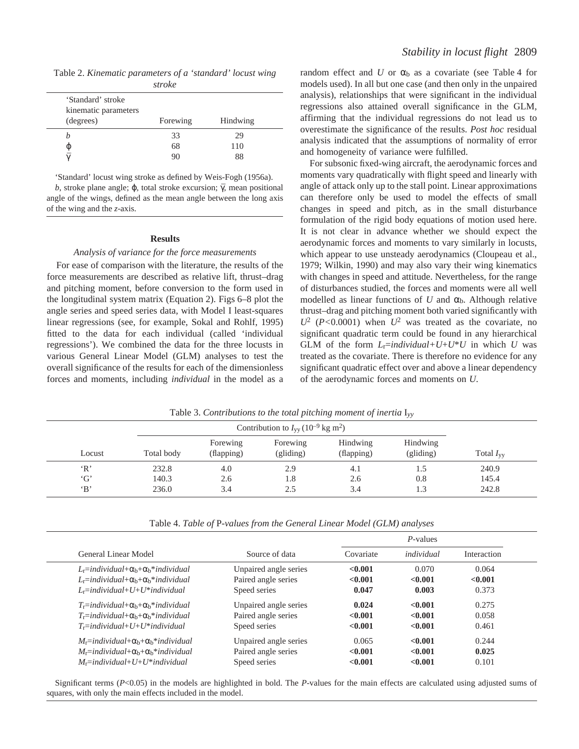Table 2. *Kinematic parameters of a 'standard' locust wing stroke*

| 'Standard' stroke kinematic parameters (degrees) | Forewing | Hindwing |
|---|---|---|
| $b$ | 33 | 29 |
| $\phi$ | 68 | 110 |
| $\bar{\gamma}$ | 90 | 88 |

'Standard' locust wing stroke as defined by Weis-Fogh (1956a).

$b$, stroke plane angle; $\phi$, total stroke excursion; $\bar{\gamma}$, mean positional angle of the wings, defined as the mean angle between the long axis of the wing and the $z$-axis.

## Results

### *Analysis of variance for the force measurements*

For ease of comparison with the literature, the results of the force measurements are described as relative lift, thrust–drag and pitching moment, before conversion to the form used in the longitudinal system matrix (Equation 2). Figs 6–8 plot the angle series and speed series data, with Model I least-squares linear regressions (see, for example, Sokal and Rohlf, 1995) fitted to the data for each individual (called 'individual regressions'). We combined the data for the three locusts in various General Linear Model (GLM) analyses to test the overall significance of the results for each of the dimensionless forces and moments, including *individual* in the model as a random effect and $U$ or $\alpha_b$ as a covariate (see Table 4 for models used). In all but one case (and then only in the unpaired analysis), relationships that were significant in the individual regressions also attained overall significance in the GLM, affirming that the individual regressions do not lead us to overestimate the significance of the results. *Post hoc* residual analysis indicated that the assumptions of normality of error and homogeneity of variance were fulfilled.

For subsonic fixed-wing aircraft, the aerodynamic forces and moments vary quadratically with flight speed and linearly with angle of attack only up to the stall point. Linear approximations can therefore only be used to model the effects of small changes in speed and pitch, as in the small disturbance formulation of the rigid body equations of motion used here. It is not clear in advance whether we should expect the aerodynamic forces and moments to vary similarly in locusts, which appear to use unsteady aerodynamics (Cloupeau et al., 1979; Wilkin, 1990) and may also vary their wing kinematics with changes in speed and attitude. Nevertheless, for the range of disturbances studied, the forces and moments were all well modelled as linear functions of $U$ and $\alpha_b$. Although relative thrust–drag and pitching moment both varied significantly with $U^2$ ($P<0.0001$) when $U^2$ was treated as the covariate, no significant quadratic term could be found in any hierarchical GLM of the form $L_r$=*individual*+$U$+$U$\*$U$ in which $U$ was treated as the covariate. There is therefore no evidence for any significant quadratic effect over and above a linear dependency of the aerodynamic forces and moments on $U$.

Table 3. *Contributions to the total pitching moment of inertia* $I_{yy}$

| | Contribution to $I_{yy}$ ($10^{-9}$ kg m$^2$) | | | | | |
|---|---|---|---|---|---|---|
| Locust | Total body | Forewing (flapping) | Forewing (gliding) | Hindwing (flapping) | Hindwing (gliding) | Total $I_{yy}$ |
| 'R' | 232.8 | 4.0 | 2.9 | 4.1 | 1.5 | 240.9 |
| 'G' | 140.3 | 2.6 | 1.8 | 2.6 | 0.8 | 145.4 |
| 'B' | 236.0 | 3.4 | 2.5 | 3.4 | 1.3 | 242.8 |

Table 4. *Table of* P*-values from the General Linear Model (GLM) analyses*

| | | $P$-values | | |
|---|---|---|---|---|
| General Linear Model | Source of data | Covariate | *individual* | Interaction |
| $L_r$=*individual*+$\alpha_b$+$\alpha_b$\*individual | Unpaired angle series | **<0.001** | 0.070 | 0.064 |
| $L_r$=*individual*+$\alpha_b$+$\alpha_b$\*individual | Paired angle series | **<0.001** | **<0.001** | **<0.001** |
| $L_r$=*individual*+$U$+$U$\*individual | Speed series | **0.047** | **0.003** | 0.373 |
| $T_r$=*individual*+$\alpha_b$+$\alpha_b$\*individual | Unpaired angle series | **0.024** | **<0.001** | 0.275 |
| $T_r$=*individual*+$\alpha_b$+$\alpha_b$\*individual | Paired angle series | **<0.001** | **<0.001** | 0.058 |
| $T_r$=*individual*+$U$+$U$\*individual | Speed series | **<0.001** | **<0.001** | 0.461 |
| $M_r$=*individual*+$\alpha_b$+$\alpha_b$\*individual | Unpaired angle series | 0.065 | **<0.001** | 0.244 |
| $M_r$=*individual*+$\alpha_b$+$\alpha_b$\*individual | Paired angle series | **<0.001** | **<0.001** | **0.025** |
| $M_r$=*individual*+$U$+$U$\*individual | Speed series | **<0.001** | **<0.001** | 0.101 |

Significant terms ($P<0.05$) in the models are highlighted in bold. The $P$-values for the main effects are calculated using adjusted sums of squares, with only the main effects included in the model.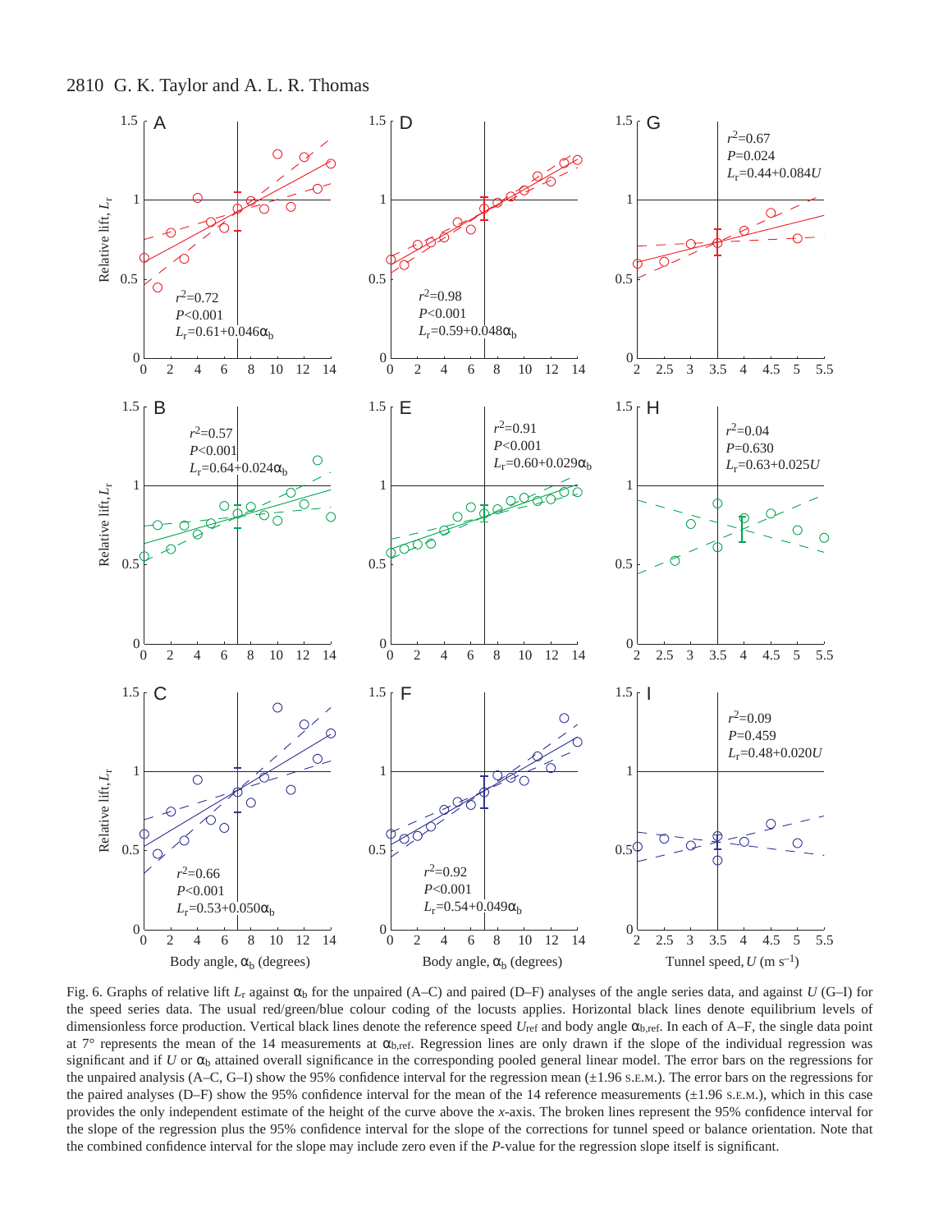Fig. 6. Graphs of relative lift $L_r$ against $\alpha_b$ for the unpaired (A–C) and paired (D–F) analyses of the angle series data, and against $U$ (G–I) for the speed series data. The usual red/green/blue colour coding of the locusts applies. Horizontal black lines denote equilibrium levels of dimensionless force production. Vertical black lines denote the reference speed $U_{ref}$ and body angle $\alpha_{b,ref}$. In each of A–F, the single data point at 7° represents the mean of the 14 measurements at $\alpha_{b,ref}$. Regression lines are only drawn if the slope of the individual regression was significant and if $U$ or $\alpha_b$ attained overall significance in the corresponding pooled general linear model. The error bars on the regressions for the unpaired analysis (A–C, G–I) show the 95% confidence interval for the regression mean (±1.96 S.E.M.). The error bars on the regressions for the paired analyses (D–F) show the 95% confidence interval for the mean of the 14 reference measurements (±1.96 S.E.M.), which in this case provides the only independent estimate of the height of the curve above the *x*-axis. The broken lines represent the 95% confidence interval for the slope of the regression plus the 95% confidence interval for the slope of the corrections for tunnel speed or balance orientation. Note that the combined confidence interval for the slope may include zero even if the *P*-value for the regression slope itself is significant.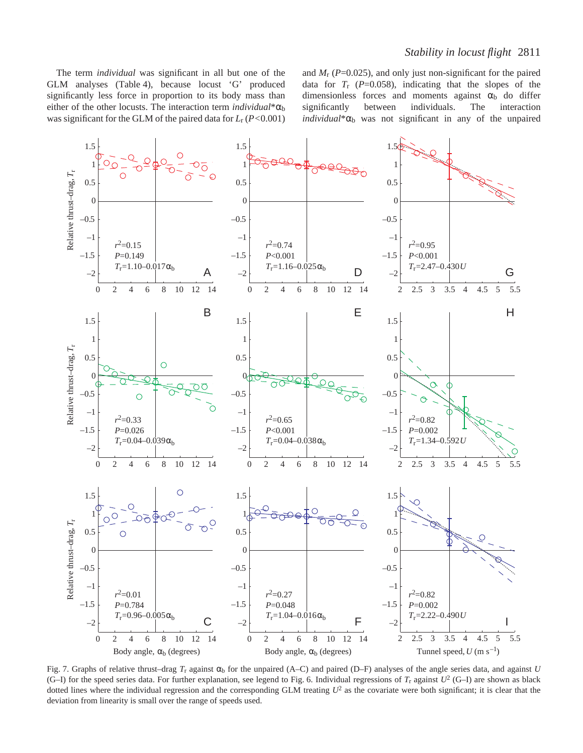The term *individual* was significant in all but one of the GLM analyses (Table 4), because locust 'G' produced significantly less force in proportion to its body mass than either of the other locusts. The interaction term *individual*\*$\alpha_b$ was significant for the GLM of the paired data for $L_r$ ($P$<0.001) and $M_r$ ($P$=0.025), and only just non-significant for the paired data for $T_r$ ($P$=0.058), indicating that the slopes of the dimensionless forces and moments against $\alpha_b$ do differ significantly between individuals. The interaction *individual*\*$\alpha_b$ was not significant in any of the unpaired

Fig. 7. Graphs of relative thrust–drag $T_r$ against $\alpha_b$ for the unpaired (A–C) and paired (D–F) analyses of the angle series data, and against $U$ (G–I) for the speed series data. For further explanation, see legend to Fig. 6. Individual regressions of $T_r$ against $U^2$ (G–I) are shown as black dotted lines where the individual regression and the corresponding GLM treating $U^2$ as the covariate were both significant; it is clear that the deviation from linearity is small over the range of speeds used.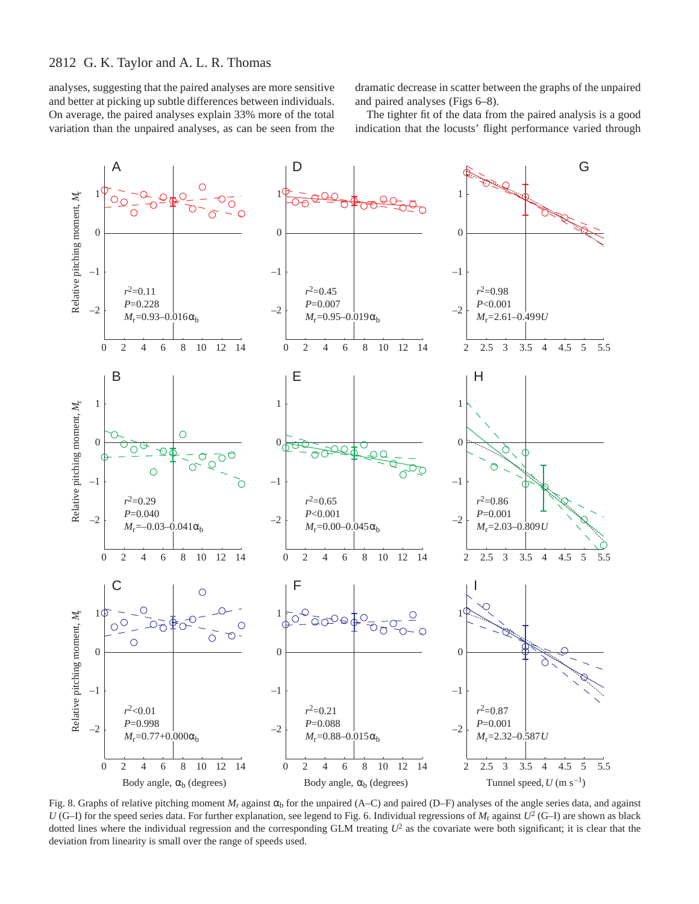analyses, suggesting that the paired analyses are more sensitive and better at picking up subtle differences between individuals. On average, the paired analyses explain 33% more of the total variation than the unpaired analyses, as can be seen from the dramatic decrease in scatter between the graphs of the unpaired and paired analyses (Figs 6–8).

The tighter fit of the data from the paired analysis is a good indication that the locusts' flight performance varied through

Fig. 8. Graphs of relative pitching moment $M_r$ against $\alpha_b$ for the unpaired (A–C) and paired (D–F) analyses of the angle series data, and against $U$ (G–I) for the speed series data. For further explanation, see legend to Fig. 6. Individual regressions of $M_r$ against $U^2$ (G–I) are shown as black dotted lines where the individual regression and the corresponding GLM treating $U^2$ as the covariate were both significant; it is clear that the deviation from linearity is small over the range of speeds used.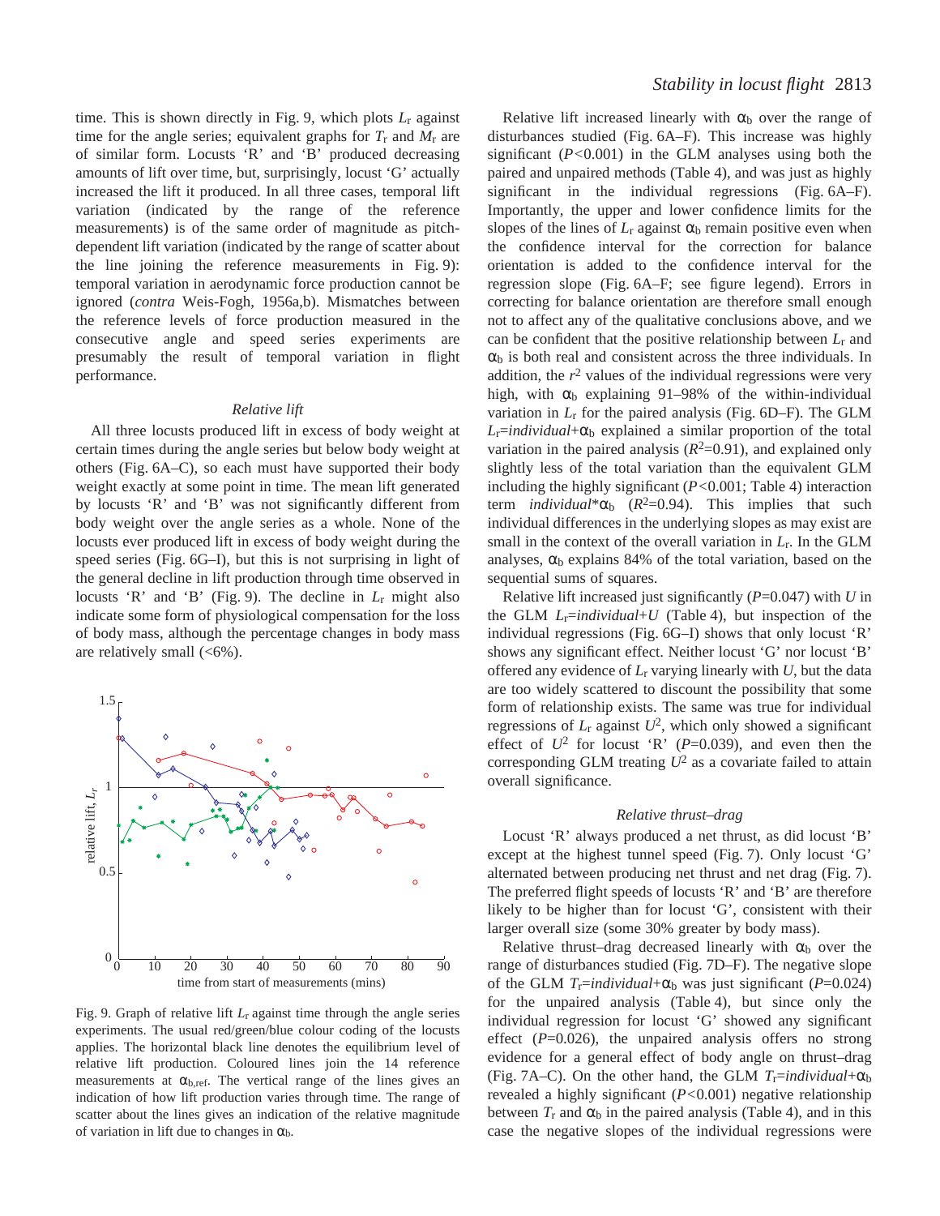time. This is shown directly in Fig. 9, which plots $L_r$ against time for the angle series; equivalent graphs for $T_r$ and $M_r$ are of similar form. Locusts 'R' and 'B' produced decreasing amounts of lift over time, but, surprisingly, locust 'G' actually increased the lift it produced. In all three cases, temporal lift variation (indicated by the range of the reference measurements) is of the same order of magnitude as pitch-dependent lift variation (indicated by the range of scatter about the line joining the reference measurements in Fig. 9): temporal variation in aerodynamic force production cannot be ignored (*contra* Weis-Fogh, 1956a,b). Mismatches between the reference levels of force production measured in the consecutive angle and speed series experiments are presumably the result of temporal variation in flight performance.

### *Relative lift*

All three locusts produced lift in excess of body weight at certain times during the angle series but below body weight at others (Fig. 6A–C), so each must have supported their body weight exactly at some point in time. The mean lift generated by locusts 'R' and 'B' was not significantly different from body weight over the angle series as a whole. None of the locusts ever produced lift in excess of body weight during the speed series (Fig. 6G–I), but this is not surprising in light of the general decline in lift production through time observed in locusts 'R' and 'B' (Fig. 9). The decline in $L_r$ might also indicate some form of physiological compensation for the loss of body mass, although the percentage changes in body mass are relatively small (<6%).

Fig. 9. Graph of relative lift $L_r$ against time through the angle series experiments. The usual red/green/blue colour coding of the locusts applies. The horizontal black line denotes the equilibrium level of relative lift production. Coloured lines join the 14 reference measurements at $\alpha_{b,ref}$. The vertical range of the lines gives an indication of how lift production varies through time. The range of scatter about the lines gives an indication of the relative magnitude of variation in lift due to changes in $\alpha_b$.

Relative lift increased linearly with $\alpha_b$ over the range of disturbances studied (Fig. 6A–F). This increase was highly significant ($P<0.001$) in the GLM analyses using both the paired and unpaired methods (Table 4), and was just as highly significant in the individual regressions (Fig. 6A–F). Importantly, the upper and lower confidence limits for the slopes of the lines of $L_r$ against $\alpha_b$ remain positive even when the confidence interval for the correction for balance orientation is added to the confidence interval for the regression slope (Fig. 6A–F; see figure legend). Errors in correcting for balance orientation are therefore small enough not to affect any of the qualitative conclusions above, and we can be confident that the positive relationship between $L_r$ and $\alpha_b$ is both real and consistent across the three individuals. In addition, the $r^2$ values of the individual regressions were very high, with $\alpha_b$ explaining 91–98% of the within-individual variation in $L_r$ for the paired analysis (Fig. 6D–F). The GLM $L_r$=*individual*+$\alpha_b$ explained a similar proportion of the total variation in the paired analysis ($R^2$=0.91), and explained only slightly less of the total variation than the equivalent GLM including the highly significant ($P<0.001$; Table 4) interaction term *individual*\*$\alpha_b$ ($R^2$=0.94). This implies that such individual differences in the underlying slopes as may exist are small in the context of the overall variation in $L_r$. In the GLM analyses, $\alpha_b$ explains 84% of the total variation, based on the sequential sums of squares.

Relative lift increased just significantly ($P$=0.047) with $U$ in the GLM $L_r$=*individual*+$U$ (Table 4), but inspection of the individual regressions (Fig. 6G–I) shows that only locust 'R' shows any significant effect. Neither locust 'G' nor locust 'B' offered any evidence of $L_r$ varying linearly with $U$, but the data are too widely scattered to discount the possibility that some form of relationship exists. The same was true for individual regressions of $L_r$ against $U^2$, which only showed a significant effect of $U^2$ for locust 'R' ($P$=0.039), and even then the corresponding GLM treating $U^2$ as a covariate failed to attain overall significance.

### *Relative thrust–drag*

Locust 'R' always produced a net thrust, as did locust 'B' except at the highest tunnel speed (Fig. 7). Only locust 'G' alternated between producing net thrust and net drag (Fig. 7). The preferred flight speeds of locusts 'R' and 'B' are therefore likely to be higher than for locust 'G', consistent with their larger overall size (some 30% greater by body mass).

Relative thrust–drag decreased linearly with $\alpha_b$ over the range of disturbances studied (Fig. 7D–F). The negative slope of the GLM $T_r$=*individual*+$\alpha_b$ was just significant ($P$=0.024) for the unpaired analysis (Table 4), but since only the individual regression for locust 'G' showed any significant effect ($P$=0.026), the unpaired analysis offers no strong evidence for a general effect of body angle on thrust–drag (Fig. 7A–C). On the other hand, the GLM $T_r$=*individual*+$\alpha_b$ revealed a highly significant ($P<0.001$) negative relationship between $T_r$ and $\alpha_b$ in the paired analysis (Table 4), and in this case the negative slopes of the individual regressions were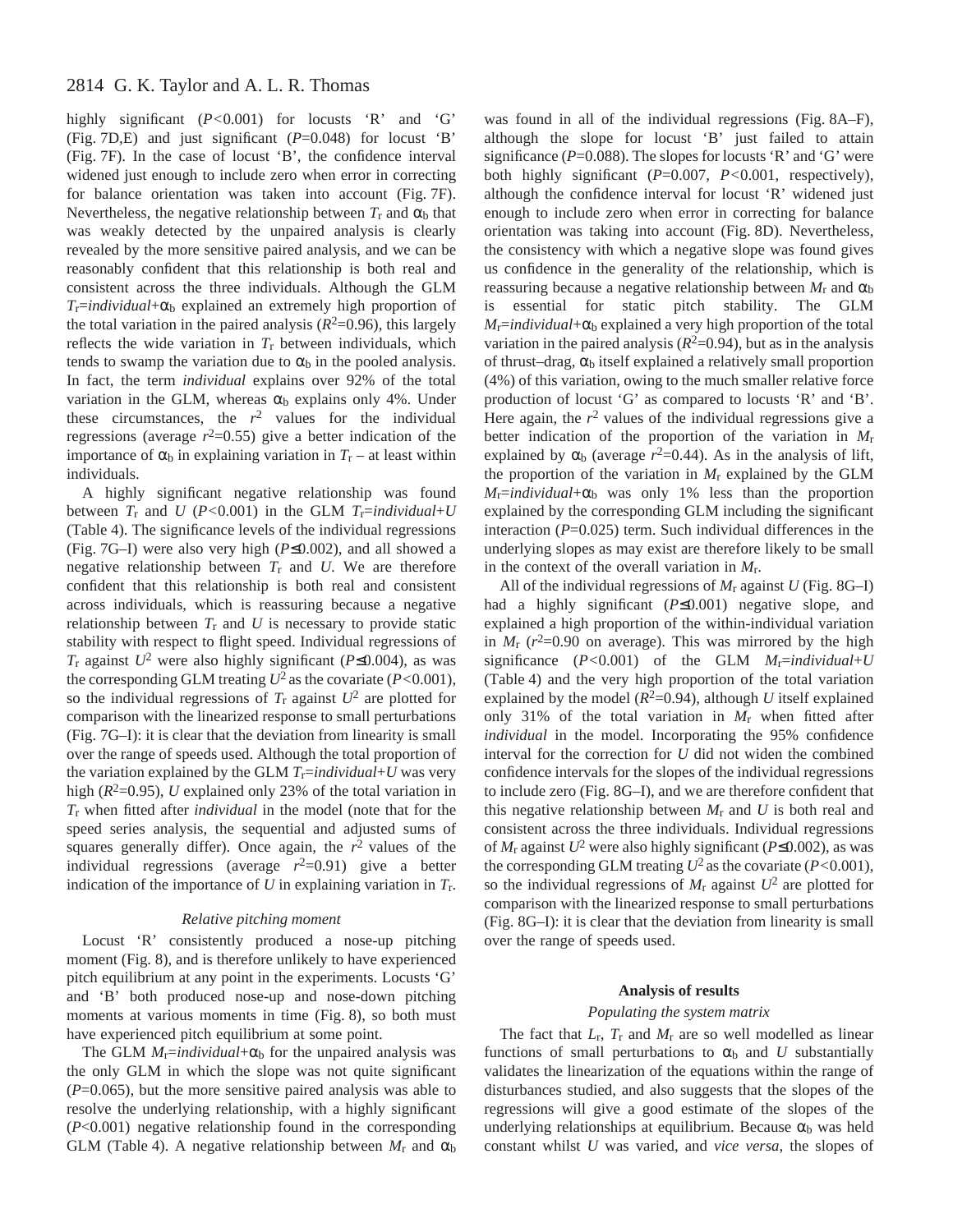highly significant ($P<0.001$) for locusts 'R' and 'G' (Fig. 7D,E) and just significant ($P=0.048$) for locust 'B' (Fig. 7F). In the case of locust 'B', the confidence interval widened just enough to include zero when error in correcting for balance orientation was taken into account (Fig. 7F). Nevertheless, the negative relationship between $T_r$ and $\alpha_b$ that was weakly detected by the unpaired analysis is clearly revealed by the more sensitive paired analysis, and we can be reasonably confident that this relationship is both real and consistent across the three individuals. Although the GLM $T_r$=*individual*+$\alpha_b$ explained an extremely high proportion of the total variation in the paired analysis ($R^2=0.96$), this largely reflects the wide variation in $T_r$ between individuals, which tends to swamp the variation due to $\alpha_b$ in the pooled analysis. In fact, the term *individual* explains over 92% of the total variation in the GLM, whereas $\alpha_b$ explains only 4%. Under these circumstances, the $r^2$ values for the individual regressions (average $r^2=0.55$) give a better indication of the importance of $\alpha_b$ in explaining variation in $T_r$ – at least within individuals.

A highly significant negative relationship was found between $T_r$ and $U$ ($P<0.001$) in the GLM $T_r$=*individual*+$U$ (Table 4). The significance levels of the individual regressions (Fig. 7G–I) were also very high ($P\leq 0.002$), and all showed a negative relationship between $T_r$ and $U$. We are therefore confident that this relationship is both real and consistent across individuals, which is reassuring because a negative relationship between $T_r$ and $U$ is necessary to provide static stability with respect to flight speed. Individual regressions of $T_r$ against $U^2$ were also highly significant ($P\leq 0.004$), as was the corresponding GLM treating $U^2$ as the covariate ($P<0.001$), so the individual regressions of $T_r$ against $U^2$ are plotted for comparison with the linearized response to small perturbations (Fig. 7G–I): it is clear that the deviation from linearity is small over the range of speeds used. Although the total proportion of the variation explained by the GLM $T_r$=*individual*+$U$ was very high ($R^2=0.95$), $U$ explained only 23% of the total variation in $T_r$ when fitted after *individual* in the model (note that for the speed series analysis, the sequential and adjusted sums of squares generally differ). Once again, the $r^2$ values of the individual regressions (average $r^2=0.91$) give a better indication of the importance of $U$ in explaining variation in $T_r$.

### *Relative pitching moment*

Locust 'R' consistently produced a nose-up pitching moment (Fig. 8), and is therefore unlikely to have experienced pitch equilibrium at any point in the experiments. Locusts 'G' and 'B' both produced nose-up and nose-down pitching moments at various moments in time (Fig. 8), so both must have experienced pitch equilibrium at some point.

The GLM $M_r$=*individual*+$\alpha_b$ for the unpaired analysis was the only GLM in which the slope was not quite significant ($P=0.065$), but the more sensitive paired analysis was able to resolve the underlying relationship, with a highly significant ($P<0.001$) negative relationship found in the corresponding GLM (Table 4). A negative relationship between $M_r$ and $\alpha_b$ was found in all of the individual regressions (Fig. 8A–F), although the slope for locust 'B' just failed to attain significance ($P=0.088$). The slopes for locusts 'R' and 'G' were both highly significant ($P=0.007$, $P<0.001$, respectively), although the confidence interval for locust 'R' widened just enough to include zero when error in correcting for balance orientation was taking into account (Fig. 8D). Nevertheless, the consistency with which a negative slope was found gives us confidence in the generality of the relationship, which is reassuring because a negative relationship between $M_r$ and $\alpha_b$ is essential for static pitch stability. The GLM $M_r$=*individual*+$\alpha_b$ explained a very high proportion of the total variation in the paired analysis ($R^2=0.94$), but as in the analysis of thrust–drag, $\alpha_b$ itself explained a relatively small proportion (4%) of this variation, owing to the much smaller relative force production of locust 'G' as compared to locusts 'R' and 'B'. Here again, the $r^2$ values of the individual regressions give a better indication of the proportion of the variation in $M_r$ explained by $\alpha_b$ (average $r^2=0.44$). As in the analysis of lift, the proportion of the variation in $M_r$ explained by the GLM $M_r$=*individual*+$\alpha_b$ was only 1% less than the proportion explained by the corresponding GLM including the significant interaction ($P=0.025$) term. Such individual differences in the underlying slopes as may exist are therefore likely to be small in the context of the overall variation in $M_r$.

All of the individual regressions of $M_r$ against $U$ (Fig. 8G–I) had a highly significant ($P\leq 0.001$) negative slope, and explained a high proportion of the within-individual variation in $M_r$ ($r^2=0.90$ on average). This was mirrored by the high significance ($P<0.001$) of the GLM $M_r$=*individual*+$U$ (Table 4) and the very high proportion of the total variation explained by the model ($R^2=0.94$), although $U$ itself explained only 31% of the total variation in $M_r$ when fitted after *individual* in the model. Incorporating the 95% confidence interval for the correction for $U$ did not widen the combined confidence intervals for the slopes of the individual regressions to include zero (Fig. 8G–I), and we are therefore confident that this negative relationship between $M_r$ and $U$ is both real and consistent across the three individuals. Individual regressions of $M_r$ against $U^2$ were also highly significant ($P\leq 0.002$), as was the corresponding GLM treating $U^2$ as the covariate ($P<0.001$), so the individual regressions of $M_r$ against $U^2$ are plotted for comparison with the linearized response to small perturbations (Fig. 8G–I): it is clear that the deviation from linearity is small over the range of speeds used.

## Analysis of results

### *Populating the system matrix*

The fact that $L_r$, $T_r$ and $M_r$ are so well modelled as linear functions of small perturbations to $\alpha_b$ and $U$ substantially validates the linearization of the equations within the range of disturbances studied, and also suggests that the slopes of the regressions will give a good estimate of the slopes of the underlying relationships at equilibrium. Because $\alpha_b$ was held constant whilst $U$ was varied, and *vice versa*, the slopes of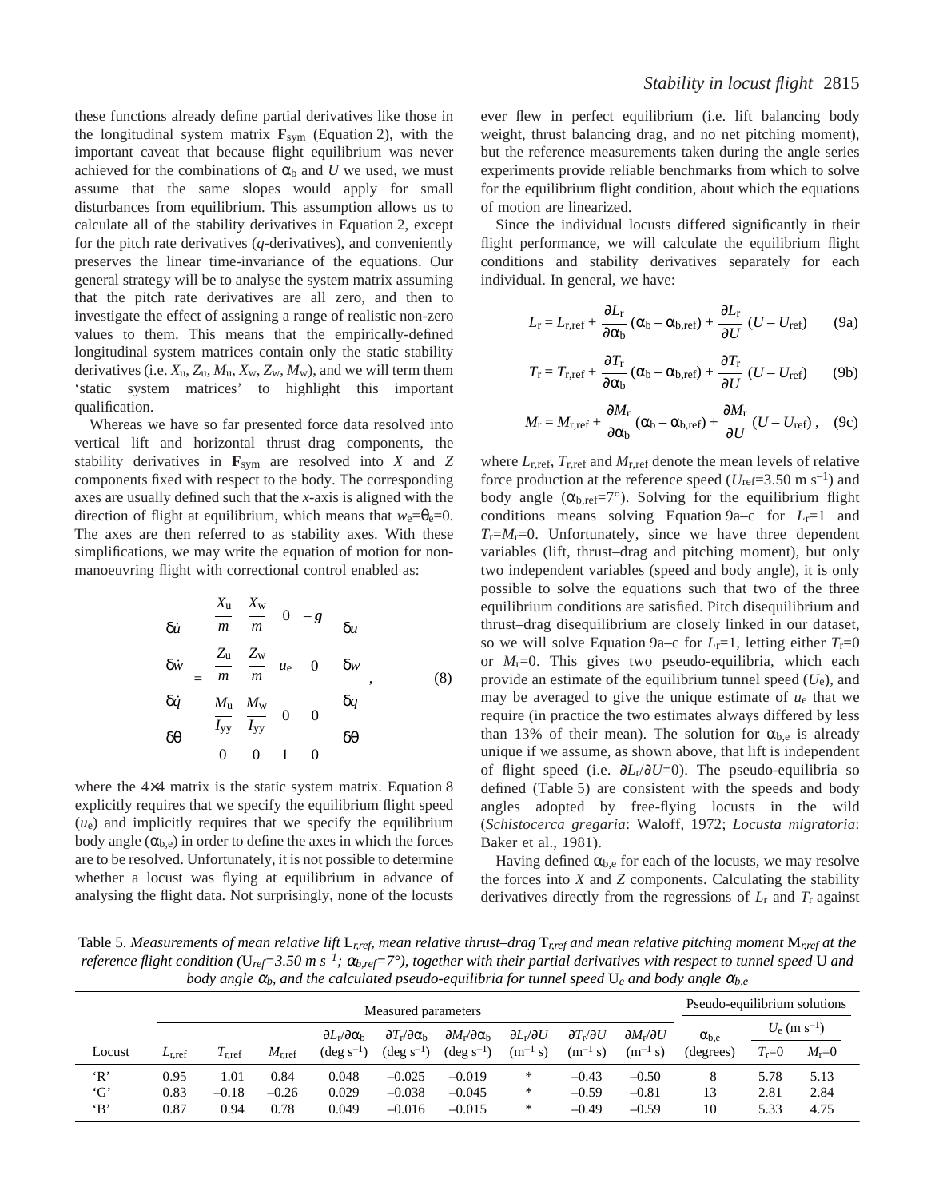these functions already define partial derivatives like those in the longitudinal system matrix $\mathbf{F}_{\mathrm{sym}}$ (Equation 2), with the important caveat that because flight equilibrium was never achieved for the combinations of $\alpha_b$ and $U$ we used, we must assume that the same slopes would apply for small disturbances from equilibrium. This assumption allows us to calculate all of the stability derivatives in Equation 2, except for the pitch rate derivatives ($q$-derivatives), and conveniently preserves the linear time-invariance of the equations. Our general strategy will be to analyse the system matrix assuming that the pitch rate derivatives are all zero, and then to investigate the effect of assigning a range of realistic non-zero values to them. This means that the empirically-defined longitudinal system matrices contain only the static stability derivatives (i.e. $X_u$, $Z_u$, $M_u$, $X_w$, $Z_w$, $M_w$), and we will term them 'static system matrices' to highlight this important qualification.

Whereas we have so far presented force data resolved into vertical lift and horizontal thrust–drag components, the stability derivatives in $\mathbf{F}_{\mathrm{sym}}$ are resolved into $X$ and $Z$ components fixed with respect to the body. The corresponding axes are usually defined such that the $x$-axis is aligned with the direction of flight at equilibrium, which means that $w_e=\theta_e=0$. The axes are then referred to as stability axes. With these simplifications, we may write the equation of motion for non-manoeuvring flight with correctional control enabled as:

$$\begin{bmatrix} \delta\dot{u} \\ \delta\dot{w} \\ \delta\dot{q} \\ \delta\dot{\theta} \end{bmatrix} = \begin{bmatrix} \dfrac{X_u}{m} & \dfrac{X_w}{m} & 0 & -g \\ \dfrac{Z_u}{m} & \dfrac{Z_w}{m} & u_e & 0 \\ \dfrac{M_u}{I_{yy}} & \dfrac{M_w}{I_{yy}} & 0 & 0 \\ 0 & 0 & 1 & 0 \end{bmatrix} \begin{bmatrix} \delta u \\ \delta w \\ \delta q \\ \delta\theta \end{bmatrix}, \quad (8)$$

where the 4×4 matrix is the static system matrix. Equation 8 explicitly requires that we specify the equilibrium flight speed ($u_e$) and implicitly requires that we specify the equilibrium body angle ($\alpha_{b,e}$) in order to define the axes in which the forces are to be resolved. Unfortunately, it is not possible to determine whether a locust was flying at equilibrium in advance of analysing the flight data. Not surprisingly, none of the locusts ever flew in perfect equilibrium (i.e. lift balancing body weight, thrust balancing drag, and no net pitching moment), but the reference measurements taken during the angle series experiments provide reliable benchmarks from which to solve for the equilibrium flight condition, about which the equations of motion are linearized.

Since the individual locusts differed significantly in their flight performance, we will calculate the equilibrium flight conditions and stability derivatives separately for each individual. In general, we have:

$$L_r = L_{r,\mathrm{ref}} + \frac{\partial L_r}{\partial \alpha_b}(\alpha_b - \alpha_{b,\mathrm{ref}}) + \frac{\partial L_r}{\partial U}(U - U_{\mathrm{ref}}) \quad (9a)$$

$$T_r = T_{r,\mathrm{ref}} + \frac{\partial T_r}{\partial \alpha_b}(\alpha_b - \alpha_{b,\mathrm{ref}}) + \frac{\partial T_r}{\partial U}(U - U_{\mathrm{ref}}) \quad (9b)$$

$$M_r = M_{r,\mathrm{ref}} + \frac{\partial M_r}{\partial \alpha_b}(\alpha_b - \alpha_{b,\mathrm{ref}}) + \frac{\partial M_r}{\partial U}(U - U_{\mathrm{ref}}), \quad (9c)$$

where $L_{r,\mathrm{ref}}$, $T_{r,\mathrm{ref}}$ and $M_{r,\mathrm{ref}}$ denote the mean levels of relative force production at the reference speed ($U_{\mathrm{ref}}$=3.50 m s$^{-1}$) and body angle ($\alpha_{b,\mathrm{ref}}$=7°). Solving for the equilibrium flight conditions means solving Equation 9a–c for $L_r$=1 and $T_r$=$M_r$=0. Unfortunately, since we have three dependent variables (lift, thrust–drag and pitching moment), but only two independent variables (speed and body angle), it is only possible to solve the equations such that two of the three equilibrium conditions are satisfied. Pitch disequilibrium and thrust–drag disequilibrium are closely linked in our dataset, so we will solve Equation 9a–c for $L_r$=1, letting either $T_r$=0 or $M_r$=0. This gives two pseudo-equilibria, which each provide an estimate of the equilibrium tunnel speed ($U_e$), and may be averaged to give the unique estimate of $u_e$ that we require (in practice the two estimates always differed by less than 13% of their mean). The solution for $\alpha_{b,e}$ is already unique if we assume, as shown above, that lift is independent of flight speed (i.e. $\partial L_r/\partial U$=0). The pseudo-equilibria so defined (Table 5) are consistent with the speeds and body angles adopted by free-flying locusts in the wild (*Schistocerca gregaria*: Waloff, 1972; *Locusta migratoria*: Baker et al., 1981).

Having defined $\alpha_{b,e}$ for each of the locusts, we may resolve the forces into $X$ and $Z$ components. Calculating the stability derivatives directly from the regressions of $L_r$ and $T_r$ against

Table 5. *Measurements of mean relative lift* $L_{r,ref}$*, mean relative thrust–drag* $T_{r,ref}$ *and mean relative pitching moment* $M_{r,ref}$ *at the reference flight condition (*$U_{ref}$*=3.50 m s*$^{-1}$*;* $\alpha_{b,ref}$*=7°), together with their partial derivatives with respect to tunnel speed* $U$ *and body angle* $\alpha_b$*, and the calculated pseudo-equilibria for tunnel speed* $U_e$ *and body angle* $\alpha_{b,e}$

| | Measured parameters | | | | | | | | | Pseudo-equilibrium solutions | | |
|---|---|---|---|---|---|---|---|---|---|---|---|---|
| | | | | | | | | | | | $U_e$ (m s$^{-1}$) | |
| Locust | $L_{r,\mathrm{ref}}$ | $T_{r,\mathrm{ref}}$ | $M_{r,\mathrm{ref}}$ | $\partial L_r/\partial\alpha_b$ (deg s$^{-1}$) | $\partial T_r/\partial\alpha_b$ (deg s$^{-1}$) | $\partial M_r/\partial\alpha_b$ (deg s$^{-1}$) | $\partial L_r/\partial U$ (m$^{-1}$ s) | $\partial T_r/\partial U$ (m$^{-1}$ s) | $\partial M_r/\partial U$ (m$^{-1}$ s) | $\alpha_{b,e}$ (degrees) | $T_r$=0 | $M_r$=0 |
| 'R' | 0.95 | 1.01 | 0.84 | 0.048 | –0.025 | –0.019 | * | –0.43 | –0.50 | 8 | 5.78 | 5.13 |
| 'G' | 0.83 | –0.18 | –0.26 | 0.029 | –0.038 | –0.045 | * | –0.59 | –0.81 | 13 | 2.81 | 2.84 |
| 'B' | 0.87 | 0.94 | 0.78 | 0.049 | –0.016 | –0.015 | * | –0.49 | –0.59 | 10 | 5.33 | 4.75 |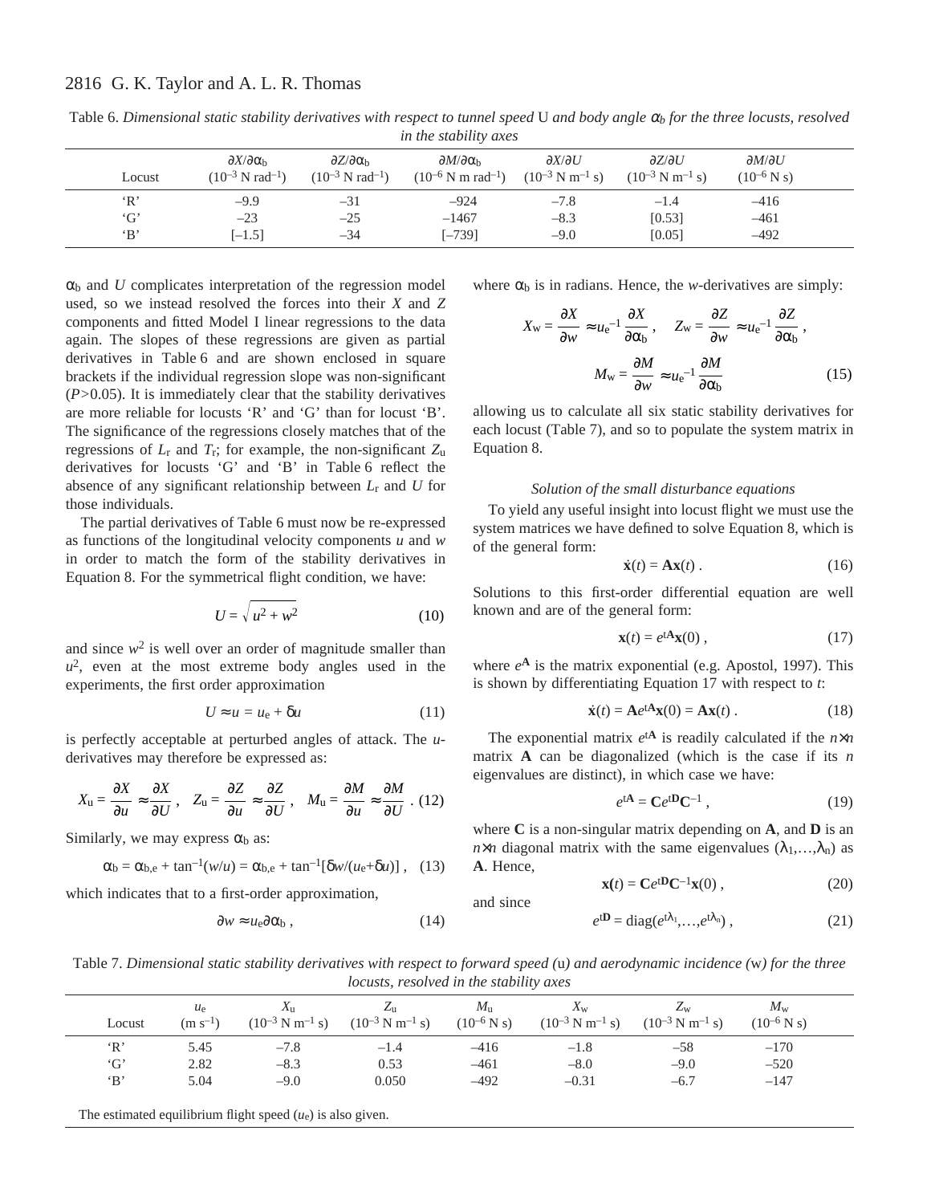Table 6. *Dimensional static stability derivatives with respect to tunnel speed* U *and body angle* $\alpha_b$ *for the three locusts, resolved in the stability axes*

| Locust | $\partial X/\partial \alpha_b$ ($10^{-3}$ N rad$^{-1}$) | $\partial Z/\partial \alpha_b$ ($10^{-3}$ N rad$^{-1}$) | $\partial M/\partial \alpha_b$ ($10^{-6}$ N m rad$^{-1}$) | $\partial X/\partial U$ ($10^{-3}$ N m$^{-1}$ s) | $\partial Z/\partial U$ ($10^{-3}$ N m$^{-1}$ s) | $\partial M/\partial U$ ($10^{-6}$ N s) |
|---|---|---|---|---|---|---|
| 'R' | –9.9 | –31 | –924 | –7.8 | –1.4 | –416 |
| 'G' | –23 | –25 | –1467 | –8.3 | [0.53] | –461 |
| 'B' | [–1.5] | –34 | [–739] | –9.0 | [0.05] | –492 |

$\alpha_b$ and $U$ complicates interpretation of the regression model used, so we instead resolved the forces into their $X$ and $Z$ components and fitted Model I linear regressions to the data again. The slopes of these regressions are given as partial derivatives in Table 6 and are shown enclosed in square brackets if the individual regression slope was non-significant ($P>0.05$). It is immediately clear that the stability derivatives are more reliable for locusts 'R' and 'G' than for locust 'B'. The significance of the regressions closely matches that of the regressions of $L_r$ and $T_r$; for example, the non-significant $Z_u$ derivatives for locusts 'G' and 'B' in Table 6 reflect the absence of any significant relationship between $L_r$ and $U$ for those individuals.

The partial derivatives of Table 6 must now be re-expressed as functions of the longitudinal velocity components $u$ and $w$ in order to match the form of the stability derivatives in Equation 8. For the symmetrical flight condition, we have:

$$U = \sqrt{u^2 + w^2} \tag{10}$$

and since $w^2$ is well over an order of magnitude smaller than $u^2$, even at the most extreme body angles used in the experiments, the first order approximation

$$U \approx u = u_e + \delta u \tag{11}$$

is perfectly acceptable at perturbed angles of attack. The $u$-derivatives may therefore be expressed as:

$$X_u = \frac{\partial X}{\partial u} \approx \frac{\partial X}{\partial U}\,,\quad Z_u = \frac{\partial Z}{\partial u} \approx \frac{\partial Z}{\partial U}\,,\quad M_u = \frac{\partial M}{\partial u} \approx \frac{\partial M}{\partial U}\,. \tag{12}$$

Similarly, we may express $\alpha_b$ as:

$$\alpha_b = \alpha_{b,e} + \tan^{-1}(w/u) = \alpha_{b,e} + \tan^{-1}[\delta w/(u_e+\delta u)]\,, \tag{13}$$

which indicates that to a first-order approximation,

$$\partial w \approx u_e \partial \alpha_b\,, \tag{14}$$

where $\alpha_b$ is in radians. Hence, the $w$-derivatives are simply:

$$X_w = \frac{\partial X}{\partial w} \approx u_e^{-1}\frac{\partial X}{\partial \alpha_b}\,,\quad Z_w = \frac{\partial Z}{\partial w} \approx u_e^{-1}\frac{\partial Z}{\partial \alpha_b}\,,$$
$$M_w = \frac{\partial M}{\partial w} \approx u_e^{-1}\frac{\partial M}{\partial \alpha_b} \tag{15}$$

allowing us to calculate all six static stability derivatives for each locust (Table 7), and so to populate the system matrix in Equation 8.

*Solution of the small disturbance equations*

To yield any useful insight into locust flight we must use the system matrices we have defined to solve Equation 8, which is of the general form:

$$\dot{\mathbf{x}}(t) = \mathbf{A}\mathbf{x}(t)\,. \tag{16}$$

Solutions to this first-order differential equation are well known and are of the general form:

$$\mathbf{x}(t) = e^{t\mathbf{A}}\mathbf{x}(0)\,, \tag{17}$$

where $e^{\mathbf{A}}$ is the matrix exponential (e.g. Apostol, 1997). This is shown by differentiating Equation 17 with respect to $t$:

$$\dot{\mathbf{x}}(t) = \mathbf{A}e^{t\mathbf{A}}\mathbf{x}(0) = \mathbf{A}\mathbf{x}(t)\,. \tag{18}$$

The exponential matrix $e^{t\mathbf{A}}$ is readily calculated if the $n\times n$ matrix $\mathbf{A}$ can be diagonalized (which is the case if its $n$ eigenvalues are distinct), in which case we have:

$$e^{t\mathbf{A}} = \mathbf{C}e^{t\mathbf{D}}\mathbf{C}^{-1}\,, \tag{19}$$

where $\mathbf{C}$ is a non-singular matrix depending on $\mathbf{A}$, and $\mathbf{D}$ is an $n\times n$ diagonal matrix with the same eigenvalues ($\lambda_1,\ldots,\lambda_n$) as $\mathbf{A}$. Hence,

$$\mathbf{x}(t) = \mathbf{C}e^{t\mathbf{D}}\mathbf{C}^{-1}\mathbf{x}(0)\,, \tag{20}$$

and since

$$e^{t\mathbf{D}} = \mathrm{diag}(e^{t\lambda_1},\ldots,e^{t\lambda_n})\,, \tag{21}$$

Table 7. *Dimensional static stability derivatives with respect to forward speed (*u*) and aerodynamic incidence (*w*) for the three locusts, resolved in the stability axes*

| Locust | $u_e$ (m s$^{-1}$) | $X_u$ ($10^{-3}$ N m$^{-1}$ s) | $Z_u$ ($10^{-3}$ N m$^{-1}$ s) | $M_u$ ($10^{-6}$ N s) | $X_w$ ($10^{-3}$ N m$^{-1}$ s) | $Z_w$ ($10^{-3}$ N m$^{-1}$ s) | $M_w$ ($10^{-6}$ N s) |
|---|---|---|---|---|---|---|---|
| 'R' | 5.45 | –7.8 | –1.4 | –416 | –1.8 | –58 | –170 |
| 'G' | 2.82 | –8.3 | 0.53 | –461 | –8.0 | –9.0 | –520 |
| 'B' | 5.04 | –9.0 | 0.050 | –492 | –0.31 | –6.7 | –147 |

The estimated equilibrium flight speed ($u_e$) is also given.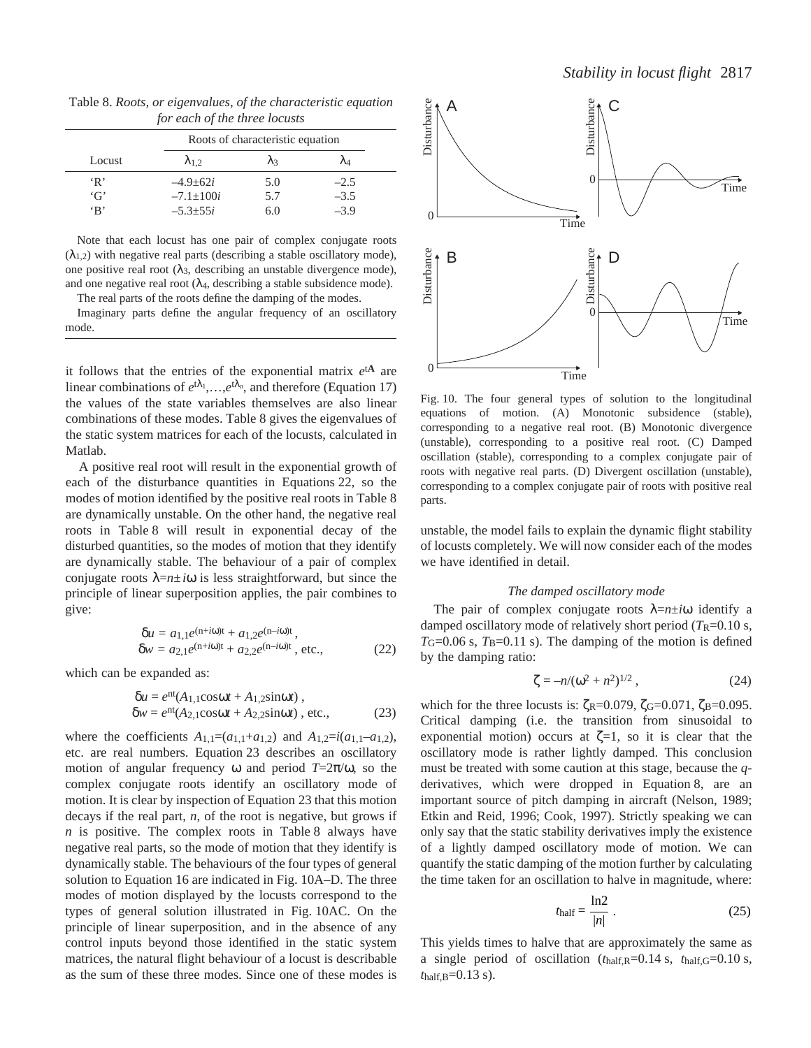Table 8. *Roots, or eigenvalues, of the characteristic equation for each of the three locusts*

| Locust | Roots of characteristic equation | | |
|---|---|---|---|
| | $\lambda_{1,2}$ | $\lambda_3$ | $\lambda_4$ |
| 'R' | $-4.9\pm62i$ | 5.0 | $-2.5$ |
| 'G' | $-7.1\pm100i$ | 5.7 | $-3.5$ |
| 'B' | $-5.3\pm55i$ | 6.0 | $-3.9$ |

Note that each locust has one pair of complex conjugate roots ($\lambda_{1,2}$) with negative real parts (describing a stable oscillatory mode), one positive real root ($\lambda_3$, describing an unstable divergence mode), and one negative real root ($\lambda_4$, describing a stable subsidence mode).

The real parts of the roots define the damping of the modes.

Imaginary parts define the angular frequency of an oscillatory mode.

it follows that the entries of the exponential matrix $e^{t\mathbf{A}}$ are linear combinations of $e^{t\lambda_1},\ldots,e^{t\lambda_n}$, and therefore (Equation 17) the values of the state variables themselves are also linear combinations of these modes. Table 8 gives the eigenvalues of the static system matrices for each of the locusts, calculated in Matlab.

A positive real root will result in the exponential growth of each of the disturbance quantities in Equations 22, so the modes of motion identified by the positive real roots in Table 8 are dynamically unstable. On the other hand, the negative real roots in Table 8 will result in exponential decay of the disturbed quantities, so the modes of motion that they identify are dynamically stable. The behaviour of a pair of complex conjugate roots $\lambda=n\pm i\omega$ is less straightforward, but since the principle of linear superposition applies, the pair combines to give:

$$\delta u = a_{1,1}e^{(n+i\omega)t} + a_{1,2}e^{(n-i\omega)t}\,,$$
$$\delta w = a_{2,1}e^{(n+i\omega)t} + a_{2,2}e^{(n-i\omega)t}\,,\ \text{etc.,} \qquad (22)$$

which can be expanded as:

$$\delta u = e^{nt}(A_{1,1}\cos\omega t + A_{1,2}\sin\omega t)\,,$$
$$\delta w = e^{nt}(A_{2,1}\cos\omega t + A_{2,2}\sin\omega t)\,,\ \text{etc.,} \qquad (23)$$

where the coefficients $A_{1,1}=(a_{1,1}+a_{1,2})$ and $A_{1,2}=i(a_{1,1}-a_{1,2})$, etc. are real numbers. Equation 23 describes an oscillatory motion of angular frequency $\omega$ and period $T=2\pi/\omega$, so the complex conjugate roots identify an oscillatory mode of motion. It is clear by inspection of Equation 23 that this motion decays if the real part, $n$, of the root is negative, but grows if $n$ is positive. The complex roots in Table 8 always have negative real parts, so the mode of motion that they identify is dynamically stable. The behaviours of the four types of general solution to Equation 16 are indicated in Fig. 10A–D. The three modes of motion displayed by the locusts correspond to the types of general solution illustrated in Fig. 10AC. On the principle of linear superposition, and in the absence of any control inputs beyond those identified in the static system matrices, the natural flight behaviour of a locust is describable as the sum of these three modes. Since one of these modes is unstable, the model fails to explain the dynamic flight stability of locusts completely. We will now consider each of the modes we have identified in detail.

Fig. 10. The four general types of solution to the longitudinal equations of motion. (A) Monotonic subsidence (stable), corresponding to a negative real root. (B) Monotonic divergence (unstable), corresponding to a positive real root. (C) Damped oscillation (stable), corresponding to a complex conjugate pair of roots with negative real parts. (D) Divergent oscillation (unstable), corresponding to a complex conjugate pair of roots with positive real parts.

### *The damped oscillatory mode*

The pair of complex conjugate roots $\lambda=n\pm i\omega$ identify a damped oscillatory mode of relatively short period ($T_{\mathrm{R}}$=0.10 s, $T_{\mathrm{G}}$=0.06 s, $T_{\mathrm{B}}$=0.11 s). The damping of the motion is defined by the damping ratio:

$$\zeta = -n/(\omega^2 + n^2)^{1/2}\,, \qquad (24)$$

which for the three locusts is: $\zeta_{\mathrm{R}}$=0.079, $\zeta_{\mathrm{G}}$=0.071, $\zeta_{\mathrm{B}}$=0.095. Critical damping (i.e. the transition from sinusoidal to exponential motion) occurs at $\zeta$=1, so it is clear that the oscillatory mode is rather lightly damped. This conclusion must be treated with some caution at this stage, because the $q$-derivatives, which were dropped in Equation 8, are an important source of pitch damping in aircraft (Nelson, 1989; Etkin and Reid, 1996; Cook, 1997). Strictly speaking we can only say that the static stability derivatives imply the existence of a lightly damped oscillatory mode of motion. We can quantify the static damping of the motion further by calculating the time taken for an oscillation to halve in magnitude, where:

$$t_{\mathrm{half}} = \frac{\ln 2}{|n|}\,. \qquad (25)$$

This yields times to halve that are approximately the same as a single period of oscillation ($t_{\mathrm{half,R}}$=0.14 s, $t_{\mathrm{half,G}}$=0.10 s, $t_{\mathrm{half,B}}$=0.13 s).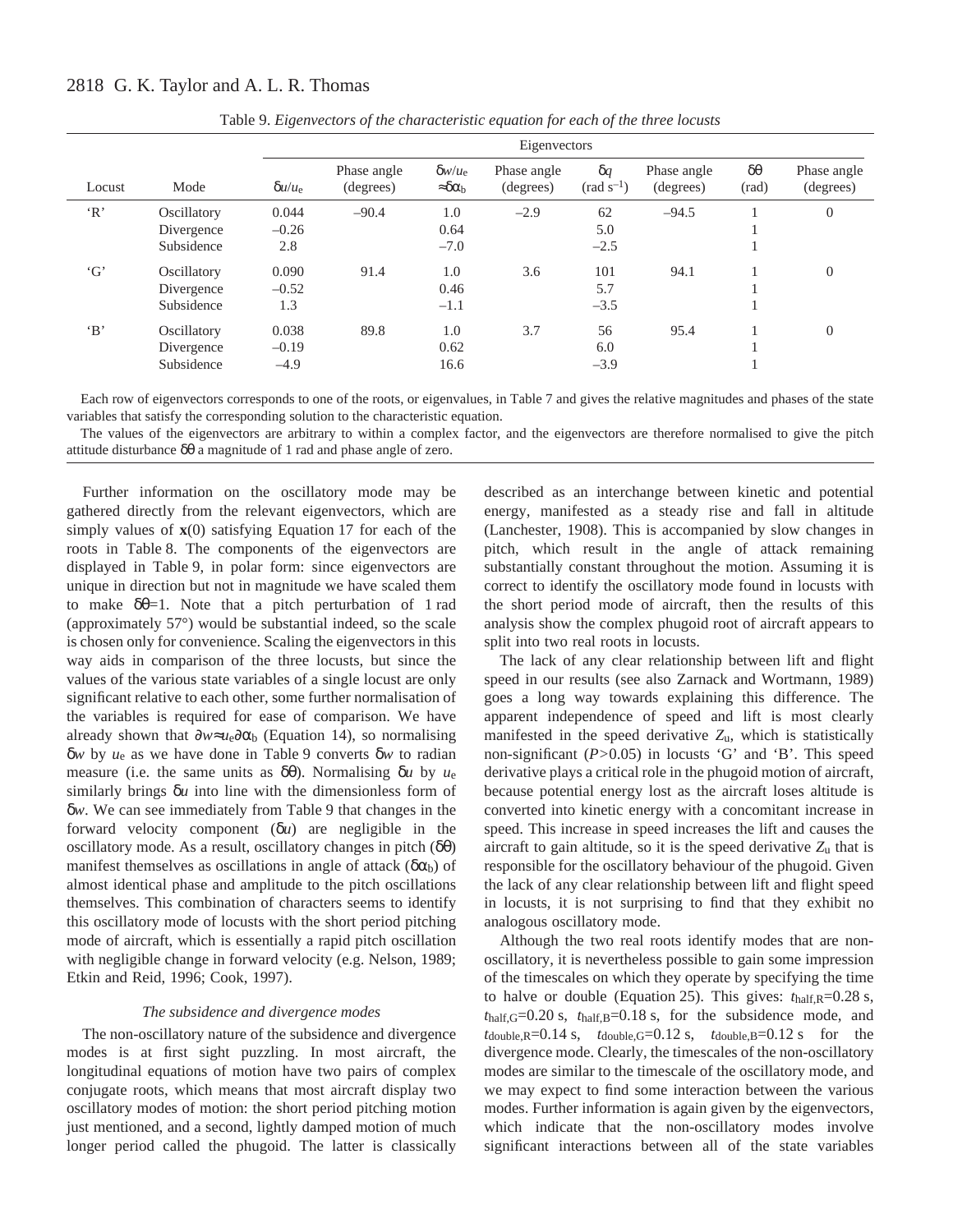Table 9. *Eigenvectors of the characteristic equation for each of the three locusts*

| | | Eigenvectors | | | | | | | |
|---|---|---|---|---|---|---|---|---|---|
| Locust | Mode | $\delta u/u_e$ | Phase angle (degrees) | $\delta w/u_e \approx \delta\alpha_b$ | Phase angle (degrees) | $\delta q$ (rad s$^{-1}$) | Phase angle (degrees) | $\delta\theta$ (rad) | Phase angle (degrees) |
| 'R' | Oscillatory | 0.044 | −90.4 | 1.0 | −2.9 | 62 | −94.5 | 1 | 0 |
| | Divergence | −0.26 | | 0.64 | | 5.0 | | 1 | |
| | Subsidence | 2.8 | | −7.0 | | −2.5 | | 1 | |
| 'G' | Oscillatory | 0.090 | 91.4 | 1.0 | 3.6 | 101 | 94.1 | 1 | 0 |
| | Divergence | −0.52 | | 0.46 | | 5.7 | | 1 | |
| | Subsidence | 1.3 | | −1.1 | | −3.5 | | 1 | |
| 'B' | Oscillatory | 0.038 | 89.8 | 1.0 | 3.7 | 56 | 95.4 | 1 | 0 |
| | Divergence | −0.19 | | 0.62 | | 6.0 | | 1 | |
| | Subsidence | −4.9 | | 16.6 | | −3.9 | | 1 | |

Each row of eigenvectors corresponds to one of the roots, or eigenvalues, in Table 7 and gives the relative magnitudes and phases of the state variables that satisfy the corresponding solution to the characteristic equation.

The values of the eigenvectors are arbitrary to within a complex factor, and the eigenvectors are therefore normalised to give the pitch attitude disturbance $\delta\theta$ a magnitude of 1 rad and phase angle of zero.

Further information on the oscillatory mode may be gathered directly from the relevant eigenvectors, which are simply values of $\mathbf{x}(0)$ satisfying Equation 17 for each of the roots in Table 8. The components of the eigenvectors are displayed in Table 9, in polar form: since eigenvectors are unique in direction but not in magnitude we have scaled them to make $\delta\theta=1$. Note that a pitch perturbation of 1 rad (approximately 57°) would be substantial indeed, so the scale is chosen only for convenience. Scaling the eigenvectors in this way aids in comparison of the three locusts, but since the values of the various state variables of a single locust are only significant relative to each other, some further normalisation of the variables is required for ease of comparison. We have already shown that $\partial w \approx u_e \partial\alpha_b$ (Equation 14), so normalising $\delta w$ by $u_e$ as we have done in Table 9 converts $\delta w$ to radian measure (i.e. the same units as $\delta\theta$). Normalising $\delta u$ by $u_e$ similarly brings $\delta u$ into line with the dimensionless form of $\delta w$. We can see immediately from Table 9 that changes in the forward velocity component ($\delta u$) are negligible in the oscillatory mode. As a result, oscillatory changes in pitch ($\delta\theta$) manifest themselves as oscillations in angle of attack ($\delta\alpha_b$) of almost identical phase and amplitude to the pitch oscillations themselves. This combination of characters seems to identify this oscillatory mode of locusts with the short period pitching mode of aircraft, which is essentially a rapid pitch oscillation with negligible change in forward velocity (e.g. Nelson, 1989; Etkin and Reid, 1996; Cook, 1997).

### *The subsidence and divergence modes*

The non-oscillatory nature of the subsidence and divergence modes is at first sight puzzling. In most aircraft, the longitudinal equations of motion have two pairs of complex conjugate roots, which means that most aircraft display two oscillatory modes of motion: the short period pitching motion just mentioned, and a second, lightly damped motion of much longer period called the phugoid. The latter is classically described as an interchange between kinetic and potential energy, manifested as a steady rise and fall in altitude (Lanchester, 1908). This is accompanied by slow changes in pitch, which result in the angle of attack remaining substantially constant throughout the motion. Assuming it is correct to identify the oscillatory mode found in locusts with the short period mode of aircraft, then the results of this analysis show the complex phugoid root of aircraft appears to split into two real roots in locusts.

The lack of any clear relationship between lift and flight speed in our results (see also Zarnack and Wortmann, 1989) goes a long way towards explaining this difference. The apparent independence of speed and lift is most clearly manifested in the speed derivative $Z_u$, which is statistically non-significant ($P>0.05$) in locusts 'G' and 'B'. This speed derivative plays a critical role in the phugoid motion of aircraft, because potential energy lost as the aircraft loses altitude is converted into kinetic energy with a concomitant increase in speed. This increase in speed increases the lift and causes the aircraft to gain altitude, so it is the speed derivative $Z_u$ that is responsible for the oscillatory behaviour of the phugoid. Given the lack of any clear relationship between lift and flight speed in locusts, it is not surprising to find that they exhibit no analogous oscillatory mode.

Although the two real roots identify modes that are non-oscillatory, it is nevertheless possible to gain some impression of the timescales on which they operate by specifying the time to halve or double (Equation 25). This gives: $t_{\mathrm{half,R}}=0.28$ s, $t_{\mathrm{half,G}}=0.20$ s, $t_{\mathrm{half,B}}=0.18$ s, for the subsidence mode, and $t_{\mathrm{double,R}}=0.14$ s, $t_{\mathrm{double,G}}=0.12$ s, $t_{\mathrm{double,B}}=0.12$ s for the divergence mode. Clearly, the timescales of the non-oscillatory modes are similar to the timescale of the oscillatory mode, and we may expect to find some interaction between the various modes. Further information is again given by the eigenvectors, which indicate that the non-oscillatory modes involve significant interactions between all of the state variables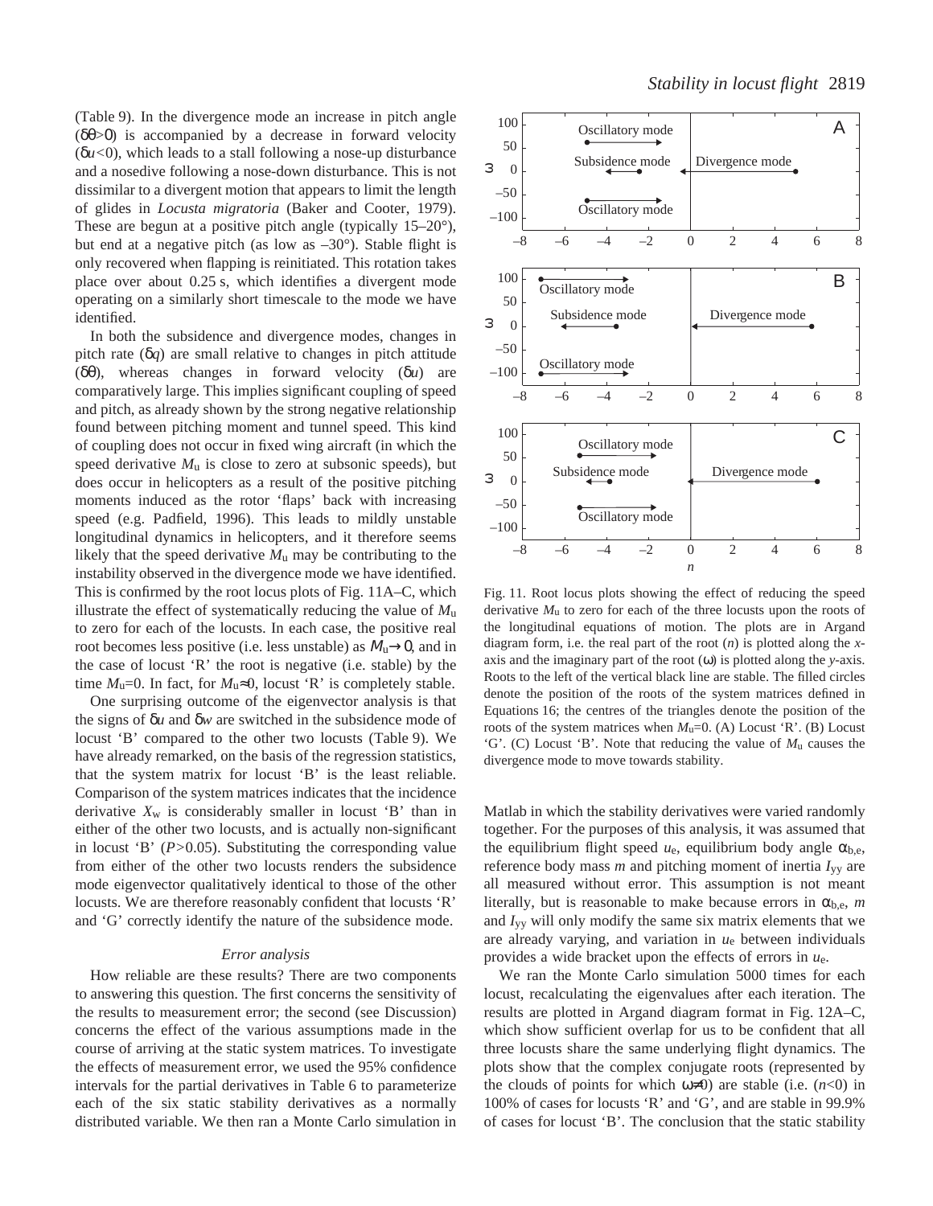(Table 9). In the divergence mode an increase in pitch angle ($\delta\theta$>0) is accompanied by a decrease in forward velocity ($\delta u$<0), which leads to a stall following a nose-up disturbance and a nosedive following a nose-down disturbance. This is not dissimilar to a divergent motion that appears to limit the length of glides in *Locusta migratoria* (Baker and Cooter, 1979). These are begun at a positive pitch angle (typically 15–20°), but end at a negative pitch (as low as –30°). Stable flight is only recovered when flapping is reinitiated. This rotation takes place over about 0.25 s, which identifies a divergent mode operating on a similarly short timescale to the mode we have identified.

In both the subsidence and divergence modes, changes in pitch rate ($\delta q$) are small relative to changes in pitch attitude ($\delta\theta$), whereas changes in forward velocity ($\delta u$) are comparatively large. This implies significant coupling of speed and pitch, as already shown by the strong negative relationship found between pitching moment and tunnel speed. This kind of coupling does not occur in fixed wing aircraft (in which the speed derivative $M_u$ is close to zero at subsonic speeds), but does occur in helicopters as a result of the positive pitching moments induced as the rotor 'flaps' back with increasing speed (e.g. Padfield, 1996). This leads to mildly unstable longitudinal dynamics in helicopters, and it therefore seems likely that the speed derivative $M_u$ may be contributing to the instability observed in the divergence mode we have identified. This is confirmed by the root locus plots of Fig. 11A–C, which illustrate the effect of systematically reducing the value of $M_u$ to zero for each of the locusts. In each case, the positive real root becomes less positive (i.e. less unstable) as $M_u \rightarrow 0$, and in the case of locust 'R' the root is negative (i.e. stable) by the time $M_u$=0. In fact, for $M_u \approx 0$, locust 'R' is completely stable.

One surprising outcome of the eigenvector analysis is that the signs of $\delta u$ and $\delta w$ are switched in the subsidence mode of locust 'B' compared to the other two locusts (Table 9). We have already remarked, on the basis of the regression statistics, that the system matrix for locust 'B' is the least reliable. Comparison of the system matrices indicates that the incidence derivative $X_w$ is considerably smaller in locust 'B' than in either of the other two locusts, and is actually non-significant in locust 'B' ($P$>0.05). Substituting the corresponding value from either of the other two locusts renders the subsidence mode eigenvector qualitatively identical to those of the other locusts. We are therefore reasonably confident that locusts 'R' and 'G' correctly identify the nature of the subsidence mode.

Fig. 11. Root locus plots showing the effect of reducing the speed derivative $M_u$ to zero for each of the three locusts upon the roots of the longitudinal equations of motion. The plots are in Argand diagram form, i.e. the real part of the root ($n$) is plotted along the $x$-axis and the imaginary part of the root ($\omega$) is plotted along the $y$-axis. Roots to the left of the vertical black line are stable. The filled circles denote the position of the roots of the system matrices defined in Equations 16; the centres of the triangles denote the position of the roots of the system matrices when $M_u$=0. (A) Locust 'R'. (B) Locust 'G'. (C) Locust 'B'. Note that reducing the value of $M_u$ causes the divergence mode to move towards stability.

### Error analysis

How reliable are these results? There are two components to answering this question. The first concerns the sensitivity of the results to measurement error; the second (see Discussion) concerns the effect of the various assumptions made in the course of arriving at the static system matrices. To investigate the effects of measurement error, we used the 95% confidence intervals for the partial derivatives in Table 6 to parameterize each of the six static stability derivatives as a normally distributed variable. We then ran a Monte Carlo simulation in Matlab in which the stability derivatives were varied randomly together. For the purposes of this analysis, it was assumed that the equilibrium flight speed $u_e$, equilibrium body angle $\alpha_{b,e}$, reference body mass $m$ and pitching moment of inertia $I_{yy}$ are all measured without error. This assumption is not meant literally, but is reasonable to make because errors in $\alpha_{b,e}$, $m$ and $I_{yy}$ will only modify the same six matrix elements that we are already varying, and variation in $u_e$ between individuals provides a wide bracket upon the effects of errors in $u_e$.

We ran the Monte Carlo simulation 5000 times for each locust, recalculating the eigenvalues after each iteration. The results are plotted in Argand diagram format in Fig. 12A–C, which show sufficient overlap for us to be confident that all three locusts share the same underlying flight dynamics. The plots show that the complex conjugate roots (represented by the clouds of points for which $\omega \neq 0$) are stable (i.e. ($n$<0) in 100% of cases for locusts 'R' and 'G', and are stable in 99.9% of cases for locust 'B'. The conclusion that the static stability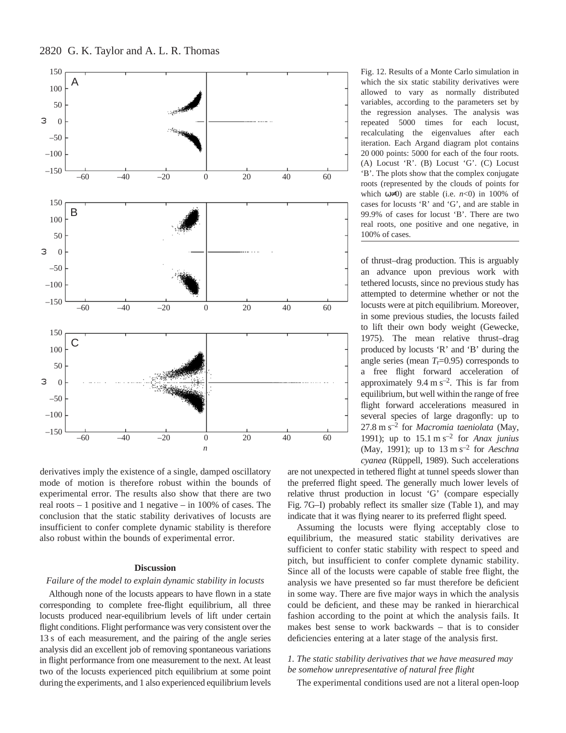Fig. 12. Results of a Monte Carlo simulation in which the six static stability derivatives were allowed to vary as normally distributed variables, according to the parameters set by the regression analyses. The analysis was repeated 5000 times for each locust, recalculating the eigenvalues after each iteration. Each Argand diagram plot contains 20 000 points: 5000 for each of the four roots. (A) Locust 'R'. (B) Locust 'G'. (C) Locust 'B'. The plots show that the complex conjugate roots (represented by the clouds of points for which $\omega \neq 0$) are stable (i.e. $n<0$) in 100% of cases for locusts 'R' and 'G', and are stable in 99.9% of cases for locust 'B'. There are two real roots, one positive and one negative, in 100% of cases.

derivatives imply the existence of a single, damped oscillatory mode of motion is therefore robust within the bounds of experimental error. The results also show that there are two real roots – 1 positive and 1 negative – in 100% of cases. The conclusion that the static stability derivatives of locusts are insufficient to confer complete dynamic stability is therefore also robust within the bounds of experimental error.

## Discussion

### *Failure of the model to explain dynamic stability in locusts*

Although none of the locusts appears to have flown in a state corresponding to complete free-flight equilibrium, all three locusts produced near-equilibrium levels of lift under certain flight conditions. Flight performance was very consistent over the 13 s of each measurement, and the pairing of the angle series analysis did an excellent job of removing spontaneous variations in flight performance from one measurement to the next. At least two of the locusts experienced pitch equilibrium at some point during the experiments, and 1 also experienced equilibrium levels of thrust–drag production. This is arguably an advance upon previous work with tethered locusts, since no previous study has attempted to determine whether or not the locusts were at pitch equilibrium. Moreover, in some previous studies, the locusts failed to lift their own body weight (Gewecke, 1975). The mean relative thrust–drag produced by locusts 'R' and 'B' during the angle series (mean $T_r$=0.95) corresponds to a free flight forward acceleration of approximately 9.4 m s$^{-2}$. This is far from equilibrium, but well within the range of free flight forward accelerations measured in several species of large dragonfly: up to 27.8 m s$^{-2}$ for *Macromia taeniolata* (May, 1991); up to 15.1 m s$^{-2}$ for *Anax junius* (May, 1991); up to 13 m s$^{-2}$ for *Aeschna cyanea* (Rüppell, 1989). Such accelerations are not unexpected in tethered flight at tunnel speeds slower than the preferred flight speed. The generally much lower levels of relative thrust production in locust 'G' (compare especially Fig. 7G–I) probably reflect its smaller size (Table 1), and may indicate that it was flying nearer to its preferred flight speed.

Assuming the locusts were flying acceptably close to equilibrium, the measured static stability derivatives are sufficient to confer static stability with respect to speed and pitch, but insufficient to confer complete dynamic stability. Since all of the locusts were capable of stable free flight, the analysis we have presented so far must therefore be deficient in some way. There are five major ways in which the analysis could be deficient, and these may be ranked in hierarchical fashion according to the point at which the analysis fails. It makes best sense to work backwards – that is to consider deficiencies entering at a later stage of the analysis first.

### *1. The static stability derivatives that we have measured may be somehow unrepresentative of natural free flight*

The experimental conditions used are not a literal open-loop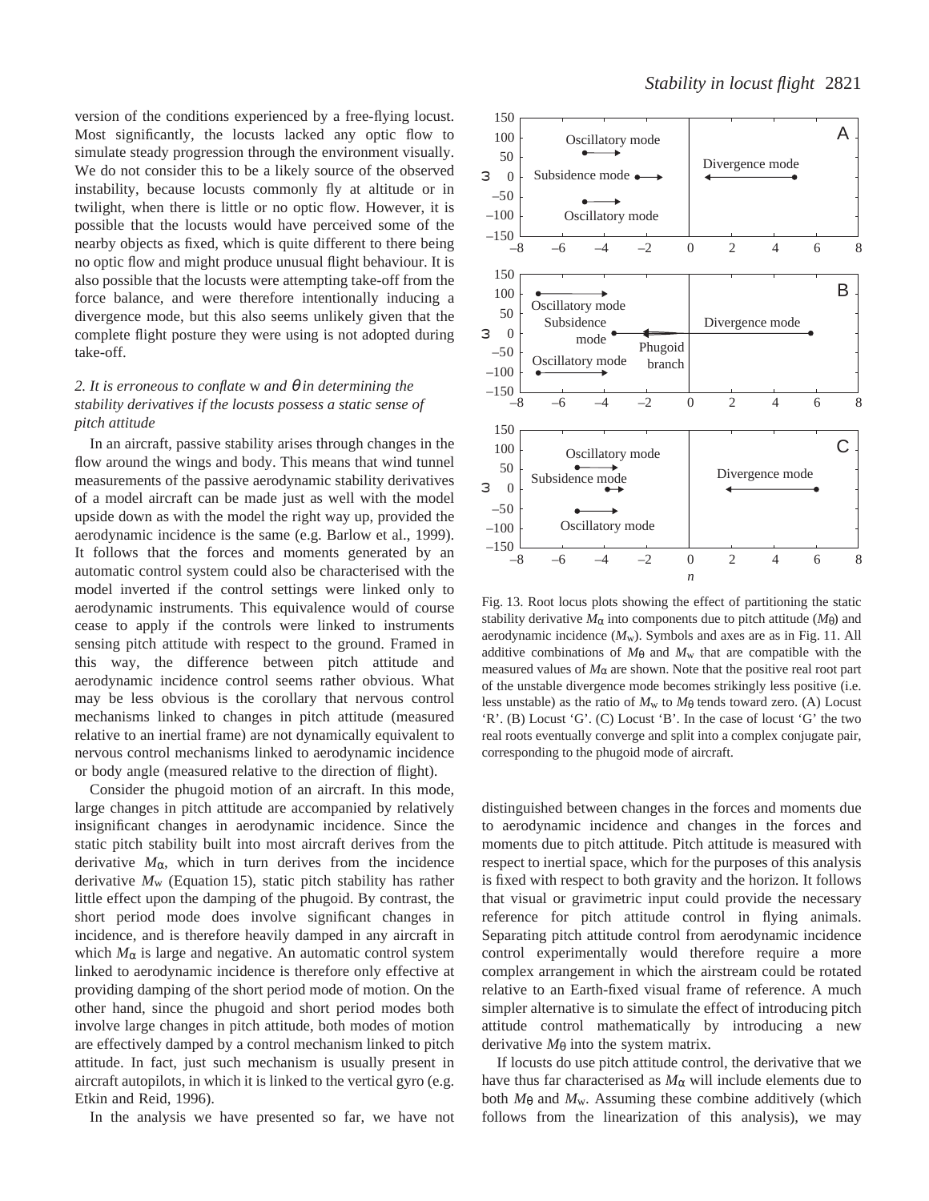version of the conditions experienced by a free-flying locust. Most significantly, the locusts lacked any optic flow to simulate steady progression through the environment visually. We do not consider this to be a likely source of the observed instability, because locusts commonly fly at altitude or in twilight, when there is little or no optic flow. However, it is possible that the locusts would have perceived some of the nearby objects as fixed, which is quite different to there being no optic flow and might produce unusual flight behaviour. It is also possible that the locusts were attempting take-off from the force balance, and were therefore intentionally inducing a divergence mode, but this also seems unlikely given that the complete flight posture they were using is not adopted during take-off.

### *2. It is erroneous to conflate* w *and* $\theta$ *in determining the stability derivatives if the locusts possess a static sense of pitch attitude*

In an aircraft, passive stability arises through changes in the flow around the wings and body. This means that wind tunnel measurements of the passive aerodynamic stability derivatives of a model aircraft can be made just as well with the model upside down as with the model the right way up, provided the aerodynamic incidence is the same (e.g. Barlow et al., 1999). It follows that the forces and moments generated by an automatic control system could also be characterised with the model inverted if the control settings were linked only to aerodynamic instruments. This equivalence would of course cease to apply if the controls were linked to instruments sensing pitch attitude with respect to the ground. Framed in this way, the difference between pitch attitude and aerodynamic incidence control seems rather obvious. What may be less obvious is the corollary that nervous control mechanisms linked to changes in pitch attitude (measured relative to an inertial frame) are not dynamically equivalent to nervous control mechanisms linked to aerodynamic incidence or body angle (measured relative to the direction of flight).

Consider the phugoid motion of an aircraft. In this mode, large changes in pitch attitude are accompanied by relatively insignificant changes in aerodynamic incidence. Since the static pitch stability built into most aircraft derives from the derivative $M_\alpha$, which in turn derives from the incidence derivative $M_w$ (Equation 15), static pitch stability has rather little effect upon the damping of the phugoid. By contrast, the short period mode does involve significant changes in incidence, and is therefore heavily damped in any aircraft in which $M_\alpha$ is large and negative. An automatic control system linked to aerodynamic incidence is therefore only effective at providing damping of the short period mode of motion. On the other hand, since the phugoid and short period modes both involve large changes in pitch attitude, both modes of motion are effectively damped by a control mechanism linked to pitch attitude. In fact, just such mechanism is usually present in aircraft autopilots, in which it is linked to the vertical gyro (e.g. Etkin and Reid, 1996).

In the analysis we have presented so far, we have not distinguished between changes in the forces and moments due to aerodynamic incidence and changes in the forces and moments due to pitch attitude. Pitch attitude is measured with respect to inertial space, which for the purposes of this analysis is fixed with respect to both gravity and the horizon. It follows that visual or gravimetric input could provide the necessary reference for pitch attitude control in flying animals. Separating pitch attitude control from aerodynamic incidence control experimentally would therefore require a more complex arrangement in which the airstream could be rotated relative to an Earth-fixed visual frame of reference. A much simpler alternative is to simulate the effect of introducing pitch attitude control mathematically by introducing a new derivative $M_\theta$ into the system matrix.

If locusts do use pitch attitude control, the derivative that we have thus far characterised as $M_\alpha$ will include elements due to both $M_\theta$ and $M_w$. Assuming these combine additively (which follows from the linearization of this analysis), we may

Fig. 13. Root locus plots showing the effect of partitioning the static stability derivative $M_\alpha$ into components due to pitch attitude ($M_\theta$) and aerodynamic incidence ($M_w$). Symbols and axes are as in Fig. 11. All additive combinations of $M_\theta$ and $M_w$ that are compatible with the measured values of $M_\alpha$ are shown. Note that the positive real root part of the unstable divergence mode becomes strikingly less positive (i.e. less unstable) as the ratio of $M_w$ to $M_\theta$ tends toward zero. (A) Locust 'R'. (B) Locust 'G'. (C) Locust 'B'. In the case of locust 'G' the two real roots eventually converge and split into a complex conjugate pair, corresponding to the phugoid mode of aircraft.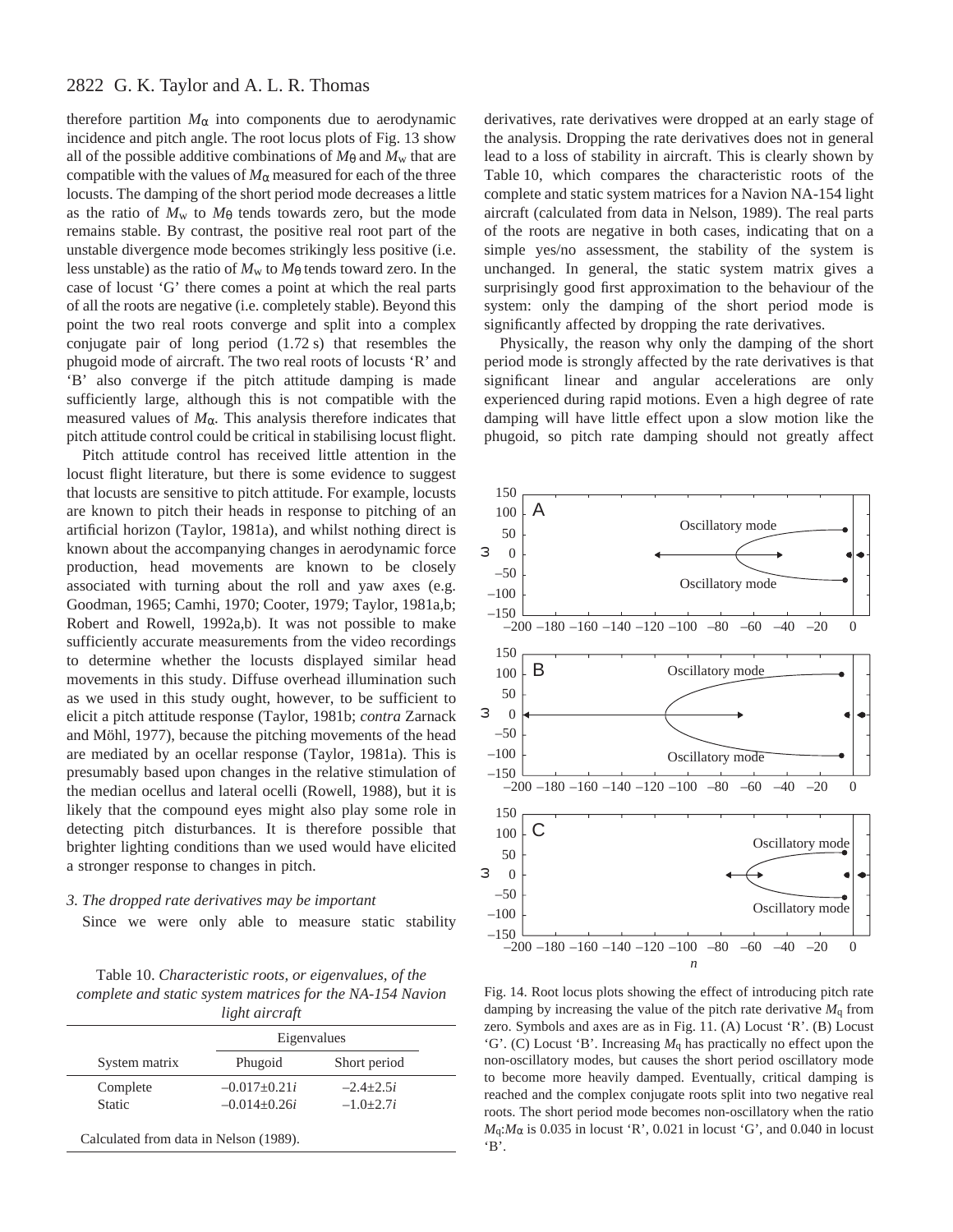therefore partition $M_\alpha$ into components due to aerodynamic incidence and pitch angle. The root locus plots of Fig. 13 show all of the possible additive combinations of $M_\theta$ and $M_w$ that are compatible with the values of $M_\alpha$ measured for each of the three locusts. The damping of the short period mode decreases a little as the ratio of $M_w$ to $M_\theta$ tends towards zero, but the mode remains stable. By contrast, the positive real root part of the unstable divergence mode becomes strikingly less positive (i.e. less unstable) as the ratio of $M_w$ to $M_\theta$ tends toward zero. In the case of locust 'G' there comes a point at which the real parts of all the roots are negative (i.e. completely stable). Beyond this point the two real roots converge and split into a complex conjugate pair of long period (1.72 s) that resembles the phugoid mode of aircraft. The two real roots of locusts 'R' and 'B' also converge if the pitch attitude damping is made sufficiently large, although this is not compatible with the measured values of $M_\alpha$. This analysis therefore indicates that pitch attitude control could be critical in stabilising locust flight.

Pitch attitude control has received little attention in the locust flight literature, but there is some evidence to suggest that locusts are sensitive to pitch attitude. For example, locusts are known to pitch their heads in response to pitching of an artificial horizon (Taylor, 1981a), and whilst nothing direct is known about the accompanying changes in aerodynamic force production, head movements are known to be closely associated with turning about the roll and yaw axes (e.g. Goodman, 1965; Camhi, 1970; Cooter, 1979; Taylor, 1981a,b; Robert and Rowell, 1992a,b). It was not possible to make sufficiently accurate measurements from the video recordings to determine whether the locusts displayed similar head movements in this study. Diffuse overhead illumination such as we used in this study ought, however, to be sufficient to elicit a pitch attitude response (Taylor, 1981b; *contra* Zarnack and Möhl, 1977), because the pitching movements of the head are mediated by an ocellar response (Taylor, 1981a). This is presumably based upon changes in the relative stimulation of the median ocellus and lateral ocelli (Rowell, 1988), but it is likely that the compound eyes might also play some role in detecting pitch disturbances. It is therefore possible that brighter lighting conditions than we used would have elicited a stronger response to changes in pitch.

### *3. The dropped rate derivatives may be important*

Since we were only able to measure static stability derivatives, rate derivatives were dropped at an early stage of the analysis. Dropping the rate derivatives does not in general lead to a loss of stability in aircraft. This is clearly shown by Table 10, which compares the characteristic roots of the complete and static system matrices for a Navion NA-154 light aircraft (calculated from data in Nelson, 1989). The real parts of the roots are negative in both cases, indicating that on a simple yes/no assessment, the stability of the system is unchanged. In general, the static system matrix gives a surprisingly good first approximation to the behaviour of the system: only the damping of the short period mode is significantly affected by dropping the rate derivatives.

Physically, the reason why only the damping of the short period mode is strongly affected by the rate derivatives is that significant linear and angular accelerations are only experienced during rapid motions. Even a high degree of rate damping will have little effect upon a slow motion like the phugoid, so pitch rate damping should not greatly affect

Table 10. *Characteristic roots, or eigenvalues, of the complete and static system matrices for the NA-154 Navion light aircraft*

| | Eigenvalues | |
|---|---|---|
| System matrix | Phugoid | Short period |
| Complete | $-0.017 \pm 0.21i$ | $-2.4 \pm 2.5i$ |
| Static | $-0.014 \pm 0.26i$ | $-1.0 \pm 2.7i$ |

Calculated from data in Nelson (1989).

Fig. 14. Root locus plots showing the effect of introducing pitch rate damping by increasing the value of the pitch rate derivative $M_q$ from zero. Symbols and axes are as in Fig. 11. (A) Locust 'R'. (B) Locust 'G'. (C) Locust 'B'. Increasing $M_q$ has practically no effect upon the non-oscillatory modes, but causes the short period oscillatory mode to become more heavily damped. Eventually, critical damping is reached and the complex conjugate roots split into two negative real roots. The short period mode becomes non-oscillatory when the ratio $M_q$:$M_\alpha$ is 0.035 in locust 'R', 0.021 in locust 'G', and 0.040 in locust 'B'.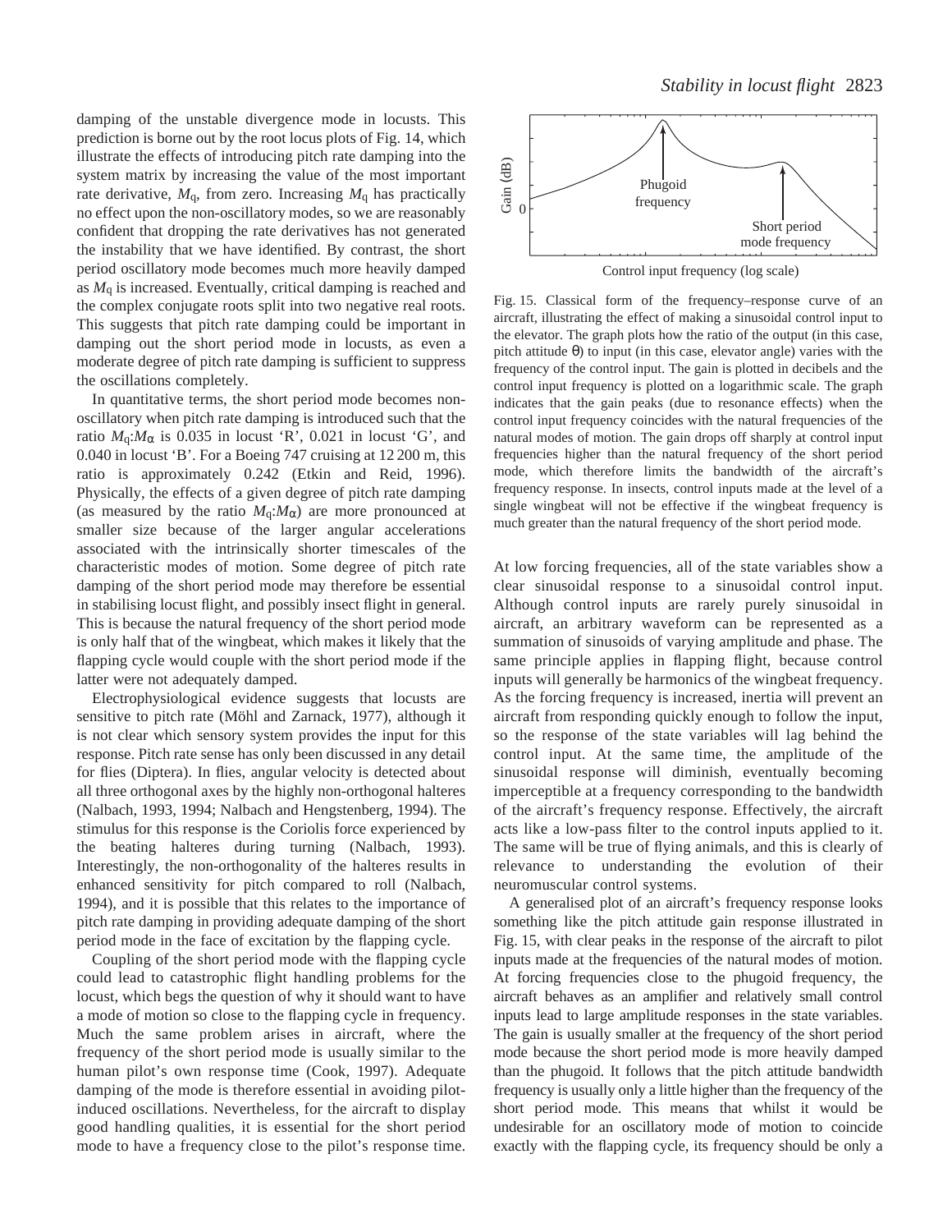damping of the unstable divergence mode in locusts. This prediction is borne out by the root locus plots of Fig. 14, which illustrate the effects of introducing pitch rate damping into the system matrix by increasing the value of the most important rate derivative, $M_q$, from zero. Increasing $M_q$ has practically no effect upon the non-oscillatory modes, so we are reasonably confident that dropping the rate derivatives has not generated the instability that we have identified. By contrast, the short period oscillatory mode becomes much more heavily damped as $M_q$ is increased. Eventually, critical damping is reached and the complex conjugate roots split into two negative real roots. This suggests that pitch rate damping could be important in damping out the short period mode in locusts, as even a moderate degree of pitch rate damping is sufficient to suppress the oscillations completely.

In quantitative terms, the short period mode becomes non-oscillatory when pitch rate damping is introduced such that the ratio $M_q$:$M_\alpha$ is 0.035 in locust 'R', 0.021 in locust 'G', and 0.040 in locust 'B'. For a Boeing 747 cruising at 12 200 m, this ratio is approximately 0.242 (Etkin and Reid, 1996). Physically, the effects of a given degree of pitch rate damping (as measured by the ratio $M_q$:$M_\alpha$) are more pronounced at smaller size because of the larger angular accelerations associated with the intrinsically shorter timescales of the characteristic modes of motion. Some degree of pitch rate damping of the short period mode may therefore be essential in stabilising locust flight, and possibly insect flight in general. This is because the natural frequency of the short period mode is only half that of the wingbeat, which makes it likely that the flapping cycle would couple with the short period mode if the latter were not adequately damped.

Electrophysiological evidence suggests that locusts are sensitive to pitch rate (Möhl and Zarnack, 1977), although it is not clear which sensory system provides the input for this response. Pitch rate sense has only been discussed in any detail for flies (Diptera). In flies, angular velocity is detected about all three orthogonal axes by the highly non-orthogonal halteres (Nalbach, 1993, 1994; Nalbach and Hengstenberg, 1994). The stimulus for this response is the Coriolis force experienced by the beating halteres during turning (Nalbach, 1993). Interestingly, the non-orthogonality of the halteres results in enhanced sensitivity for pitch compared to roll (Nalbach, 1994), and it is possible that this relates to the importance of pitch rate damping in providing adequate damping of the short period mode in the face of excitation by the flapping cycle.

Coupling of the short period mode with the flapping cycle could lead to catastrophic flight handling problems for the locust, which begs the question of why it should want to have a mode of motion so close to the flapping cycle in frequency. Much the same problem arises in aircraft, where the frequency of the short period mode is usually similar to the human pilot's own response time (Cook, 1997). Adequate damping of the mode is therefore essential in avoiding pilot-induced oscillations. Nevertheless, for the aircraft to display good handling qualities, it is essential for the short period mode to have a frequency close to the pilot's response time.

Fig. 15. Classical form of the frequency–response curve of an aircraft, illustrating the effect of making a sinusoidal control input to the elevator. The graph plots how the ratio of the output (in this case, pitch attitude $\theta$) to input (in this case, elevator angle) varies with the frequency of the control input. The gain is plotted in decibels and the control input frequency is plotted on a logarithmic scale. The graph indicates that the gain peaks (due to resonance effects) when the control input frequency coincides with the natural frequencies of the natural modes of motion. The gain drops off sharply at control input frequencies higher than the natural frequency of the short period mode, which therefore limits the bandwidth of the aircraft's frequency response. In insects, control inputs made at the level of a single wingbeat will not be effective if the wingbeat frequency is much greater than the natural frequency of the short period mode.

At low forcing frequencies, all of the state variables show a clear sinusoidal response to a sinusoidal control input. Although control inputs are rarely purely sinusoidal in aircraft, an arbitrary waveform can be represented as a summation of sinusoids of varying amplitude and phase. The same principle applies in flapping flight, because control inputs will generally be harmonics of the wingbeat frequency. As the forcing frequency is increased, inertia will prevent an aircraft from responding quickly enough to follow the input, so the response of the state variables will lag behind the control input. At the same time, the amplitude of the sinusoidal response will diminish, eventually becoming imperceptible at a frequency corresponding to the bandwidth of the aircraft's frequency response. Effectively, the aircraft acts like a low-pass filter to the control inputs applied to it. The same will be true of flying animals, and this is clearly of relevance to understanding the evolution of their neuromuscular control systems.

A generalised plot of an aircraft's frequency response looks something like the pitch attitude gain response illustrated in Fig. 15, with clear peaks in the response of the aircraft to pilot inputs made at the frequencies of the natural modes of motion. At forcing frequencies close to the phugoid frequency, the aircraft behaves as an amplifier and relatively small control inputs lead to large amplitude responses in the state variables. The gain is usually smaller at the frequency of the short period mode because the short period mode is more heavily damped than the phugoid. It follows that the pitch attitude bandwidth frequency is usually only a little higher than the frequency of the short period mode. This means that whilst it would be undesirable for an oscillatory mode of motion to coincide exactly with the flapping cycle, its frequency should be only a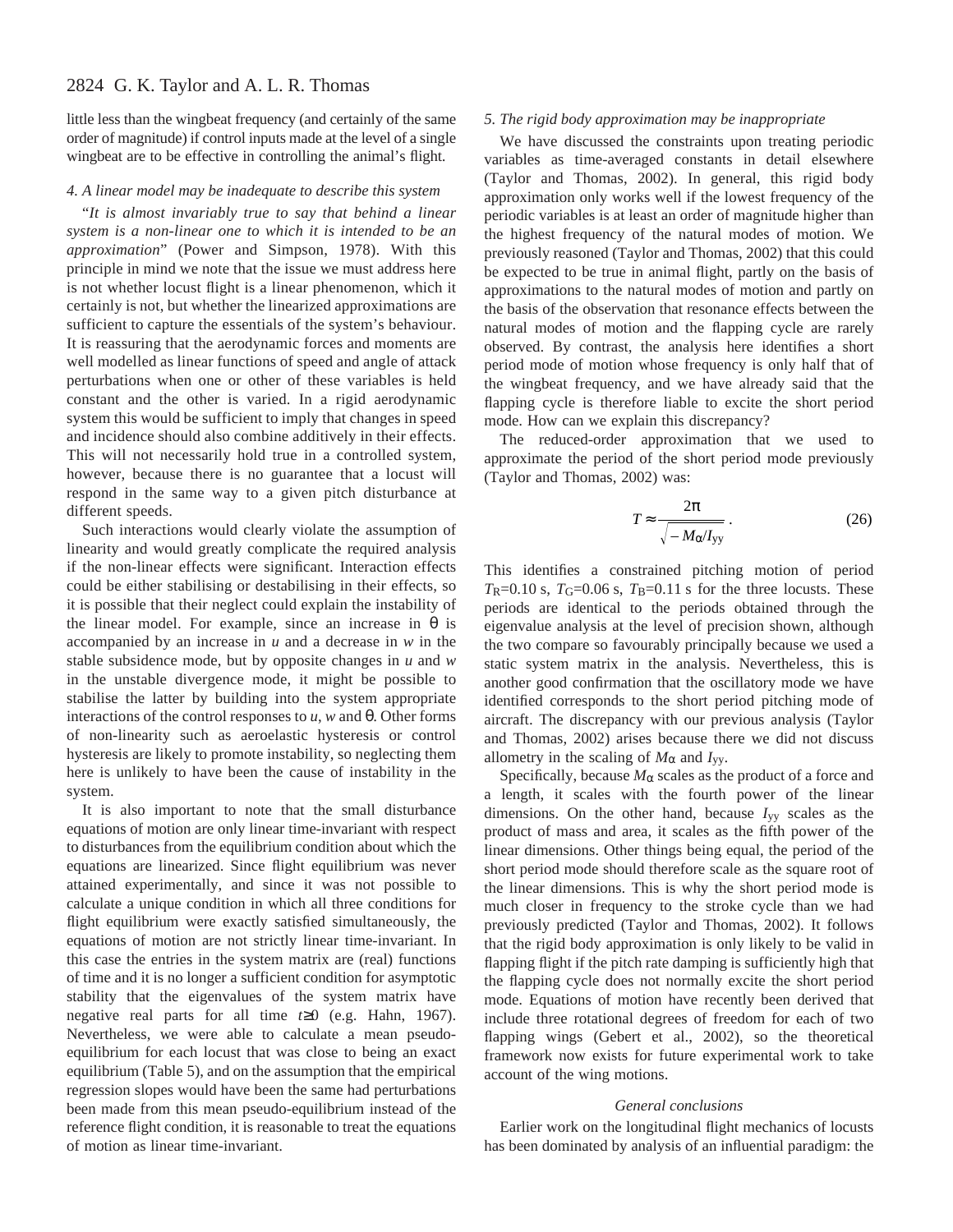little less than the wingbeat frequency (and certainly of the same order of magnitude) if control inputs made at the level of a single wingbeat are to be effective in controlling the animal's flight.

### 4. A linear model may be inadequate to describe this system

"*It is almost invariably true to say that behind a linear system is a non-linear one to which it is intended to be an approximation*" (Power and Simpson, 1978). With this principle in mind we note that the issue we must address here is not whether locust flight is a linear phenomenon, which it certainly is not, but whether the linearized approximations are sufficient to capture the essentials of the system's behaviour. It is reassuring that the aerodynamic forces and moments are well modelled as linear functions of speed and angle of attack perturbations when one or other of these variables is held constant and the other is varied. In a rigid aerodynamic system this would be sufficient to imply that changes in speed and incidence should also combine additively in their effects. This will not necessarily hold true in a controlled system, however, because there is no guarantee that a locust will respond in the same way to a given pitch disturbance at different speeds.

Such interactions would clearly violate the assumption of linearity and would greatly complicate the required analysis if the non-linear effects were significant. Interaction effects could be either stabilising or destabilising in their effects, so it is possible that their neglect could explain the instability of the linear model. For example, since an increase in $\theta$ is accompanied by an increase in $u$ and a decrease in $w$ in the stable subsidence mode, but by opposite changes in $u$ and $w$ in the unstable divergence mode, it might be possible to stabilise the latter by building into the system appropriate interactions of the control responses to $u$, $w$ and $\theta$. Other forms of non-linearity such as aeroelastic hysteresis or control hysteresis are likely to promote instability, so neglecting them here is unlikely to have been the cause of instability in the system.

It is also important to note that the small disturbance equations of motion are only linear time-invariant with respect to disturbances from the equilibrium condition about which the equations are linearized. Since flight equilibrium was never attained experimentally, and since it was not possible to calculate a unique condition in which all three conditions for flight equilibrium were exactly satisfied simultaneously, the equations of motion are not strictly linear time-invariant. In this case the entries in the system matrix are (real) functions of time and it is no longer a sufficient condition for asymptotic stability that the eigenvalues of the system matrix have negative real parts for all time $t \geq 0$ (e.g. Hahn, 1967). Nevertheless, we were able to calculate a mean pseudo-equilibrium for each locust that was close to being an exact equilibrium (Table 5), and on the assumption that the empirical regression slopes would have been the same had perturbations been made from this mean pseudo-equilibrium instead of the reference flight condition, it is reasonable to treat the equations of motion as linear time-invariant.

### 5. The rigid body approximation may be inappropriate

We have discussed the constraints upon treating periodic variables as time-averaged constants in detail elsewhere (Taylor and Thomas, 2002). In general, this rigid body approximation only works well if the lowest frequency of the periodic variables is at least an order of magnitude higher than the highest frequency of the natural modes of motion. We previously reasoned (Taylor and Thomas, 2002) that this could be expected to be true in animal flight, partly on the basis of approximations to the natural modes of motion and partly on the basis of the observation that resonance effects between the natural modes of motion and the flapping cycle are rarely observed. By contrast, the analysis here identifies a short period mode of motion whose frequency is only half that of the wingbeat frequency, and we have already said that the flapping cycle is therefore liable to excite the short period mode. How can we explain this discrepancy?

The reduced-order approximation that we used to approximate the period of the short period mode previously (Taylor and Thomas, 2002) was:

$$T \approx \frac{2\pi}{\sqrt{-M_{\alpha}/I_{yy}}}\,. \tag{26}$$

This identifies a constrained pitching motion of period $T_R$=0.10 s, $T_G$=0.06 s, $T_B$=0.11 s for the three locusts. These periods are identical to the periods obtained through the eigenvalue analysis at the level of precision shown, although the two compare so favourably principally because we used a static system matrix in the analysis. Nevertheless, this is another good confirmation that the oscillatory mode we have identified corresponds to the short period pitching mode of aircraft. The discrepancy with our previous analysis (Taylor and Thomas, 2002) arises because there we did not discuss allometry in the scaling of $M_{\alpha}$ and $I_{yy}$.

Specifically, because $M_{\alpha}$ scales as the product of a force and a length, it scales with the fourth power of the linear dimensions. On the other hand, because $I_{yy}$ scales as the product of mass and area, it scales as the fifth power of the linear dimensions. Other things being equal, the period of the short period mode should therefore scale as the square root of the linear dimensions. This is why the short period mode is much closer in frequency to the stroke cycle than we had previously predicted (Taylor and Thomas, 2002). It follows that the rigid body approximation is only likely to be valid in flapping flight if the pitch rate damping is sufficiently high that the flapping cycle does not normally excite the short period mode. Equations of motion have recently been derived that include three rotational degrees of freedom for each of two flapping wings (Gebert et al., 2002), so the theoretical framework now exists for future experimental work to take account of the wing motions.

## General conclusions

Earlier work on the longitudinal flight mechanics of locusts has been dominated by analysis of an influential paradigm: the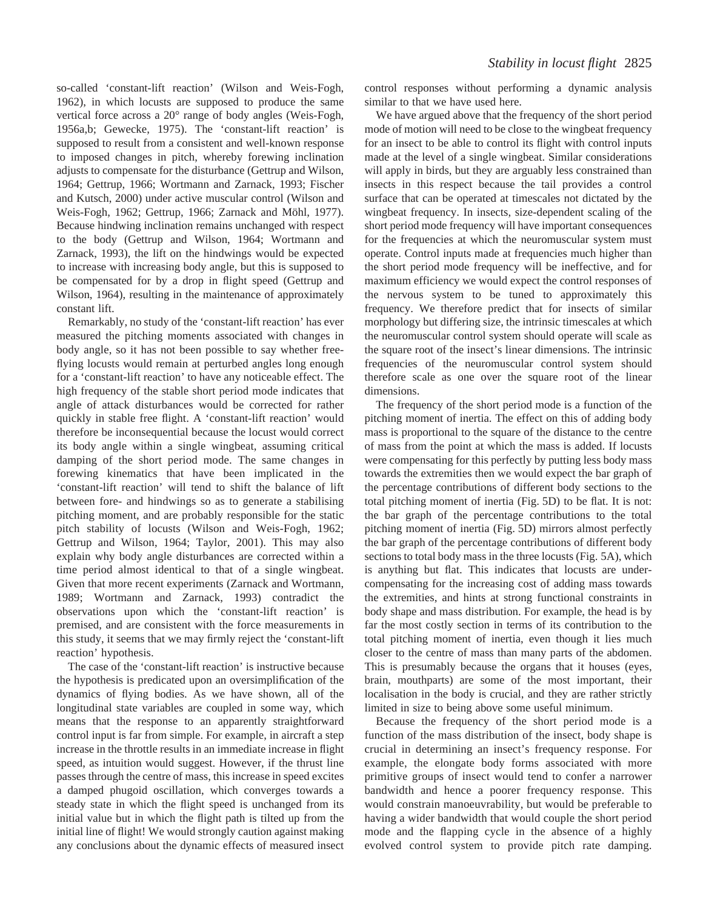so-called 'constant-lift reaction' (Wilson and Weis-Fogh, 1962), in which locusts are supposed to produce the same vertical force across a 20° range of body angles (Weis-Fogh, 1956a,b; Gewecke, 1975). The 'constant-lift reaction' is supposed to result from a consistent and well-known response to imposed changes in pitch, whereby forewing inclination adjusts to compensate for the disturbance (Gettrup and Wilson, 1964; Gettrup, 1966; Wortmann and Zarnack, 1993; Fischer and Kutsch, 2000) under active muscular control (Wilson and Weis-Fogh, 1962; Gettrup, 1966; Zarnack and Möhl, 1977). Because hindwing inclination remains unchanged with respect to the body (Gettrup and Wilson, 1964; Wortmann and Zarnack, 1993), the lift on the hindwings would be expected to increase with increasing body angle, but this is supposed to be compensated for by a drop in flight speed (Gettrup and Wilson, 1964), resulting in the maintenance of approximately constant lift.

Remarkably, no study of the 'constant-lift reaction' has ever measured the pitching moments associated with changes in body angle, so it has not been possible to say whether free-flying locusts would remain at perturbed angles long enough for a 'constant-lift reaction' to have any noticeable effect. The high frequency of the stable short period mode indicates that angle of attack disturbances would be corrected for rather quickly in stable free flight. A 'constant-lift reaction' would therefore be inconsequential because the locust would correct its body angle within a single wingbeat, assuming critical damping of the short period mode. The same changes in forewing kinematics that have been implicated in the 'constant-lift reaction' will tend to shift the balance of lift between fore- and hindwings so as to generate a stabilising pitching moment, and are probably responsible for the static pitch stability of locusts (Wilson and Weis-Fogh, 1962; Gettrup and Wilson, 1964; Taylor, 2001). This may also explain why body angle disturbances are corrected within a time period almost identical to that of a single wingbeat. Given that more recent experiments (Zarnack and Wortmann, 1989; Wortmann and Zarnack, 1993) contradict the observations upon which the 'constant-lift reaction' is premised, and are consistent with the force measurements in this study, it seems that we may firmly reject the 'constant-lift reaction' hypothesis.

The case of the 'constant-lift reaction' is instructive because the hypothesis is predicated upon an oversimplification of the dynamics of flying bodies. As we have shown, all of the longitudinal state variables are coupled in some way, which means that the response to an apparently straightforward control input is far from simple. For example, in aircraft a step increase in the throttle results in an immediate increase in flight speed, as intuition would suggest. However, if the thrust line passes through the centre of mass, this increase in speed excites a damped phugoid oscillation, which converges towards a steady state in which the flight speed is unchanged from its initial value but in which the flight path is tilted up from the initial line of flight! We would strongly caution against making any conclusions about the dynamic effects of measured insect control responses without performing a dynamic analysis similar to that we have used here.

We have argued above that the frequency of the short period mode of motion will need to be close to the wingbeat frequency for an insect to be able to control its flight with control inputs made at the level of a single wingbeat. Similar considerations will apply in birds, but they are arguably less constrained than insects in this respect because the tail provides a control surface that can be operated at timescales not dictated by the wingbeat frequency. In insects, size-dependent scaling of the short period mode frequency will have important consequences for the frequencies at which the neuromuscular system must operate. Control inputs made at frequencies much higher than the short period mode frequency will be ineffective, and for maximum efficiency we would expect the control responses of the nervous system to be tuned to approximately this frequency. We therefore predict that for insects of similar morphology but differing size, the intrinsic timescales at which the neuromuscular control system should operate will scale as the square root of the insect's linear dimensions. The intrinsic frequencies of the neuromuscular control system should therefore scale as one over the square root of the linear dimensions.

The frequency of the short period mode is a function of the pitching moment of inertia. The effect on this of adding body mass is proportional to the square of the distance to the centre of mass from the point at which the mass is added. If locusts were compensating for this perfectly by putting less body mass towards the extremities then we would expect the bar graph of the percentage contributions of different body sections to the total pitching moment of inertia (Fig. 5D) to be flat. It is not: the bar graph of the percentage contributions to the total pitching moment of inertia (Fig. 5D) mirrors almost perfectly the bar graph of the percentage contributions of different body sections to total body mass in the three locusts (Fig. 5A), which is anything but flat. This indicates that locusts are under-compensating for the increasing cost of adding mass towards the extremities, and hints at strong functional constraints in body shape and mass distribution. For example, the head is by far the most costly section in terms of its contribution to the total pitching moment of inertia, even though it lies much closer to the centre of mass than many parts of the abdomen. This is presumably because the organs that it houses (eyes, brain, mouthparts) are some of the most important, their localisation in the body is crucial, and they are rather strictly limited in size to being above some useful minimum.

Because the frequency of the short period mode is a function of the mass distribution of the insect, body shape is crucial in determining an insect's frequency response. For example, the elongate body forms associated with more primitive groups of insect would tend to confer a narrower bandwidth and hence a poorer frequency response. This would constrain manoeuvrability, but would be preferable to having a wider bandwidth that would couple the short period mode and the flapping cycle in the absence of a highly evolved control system to provide pitch rate damping.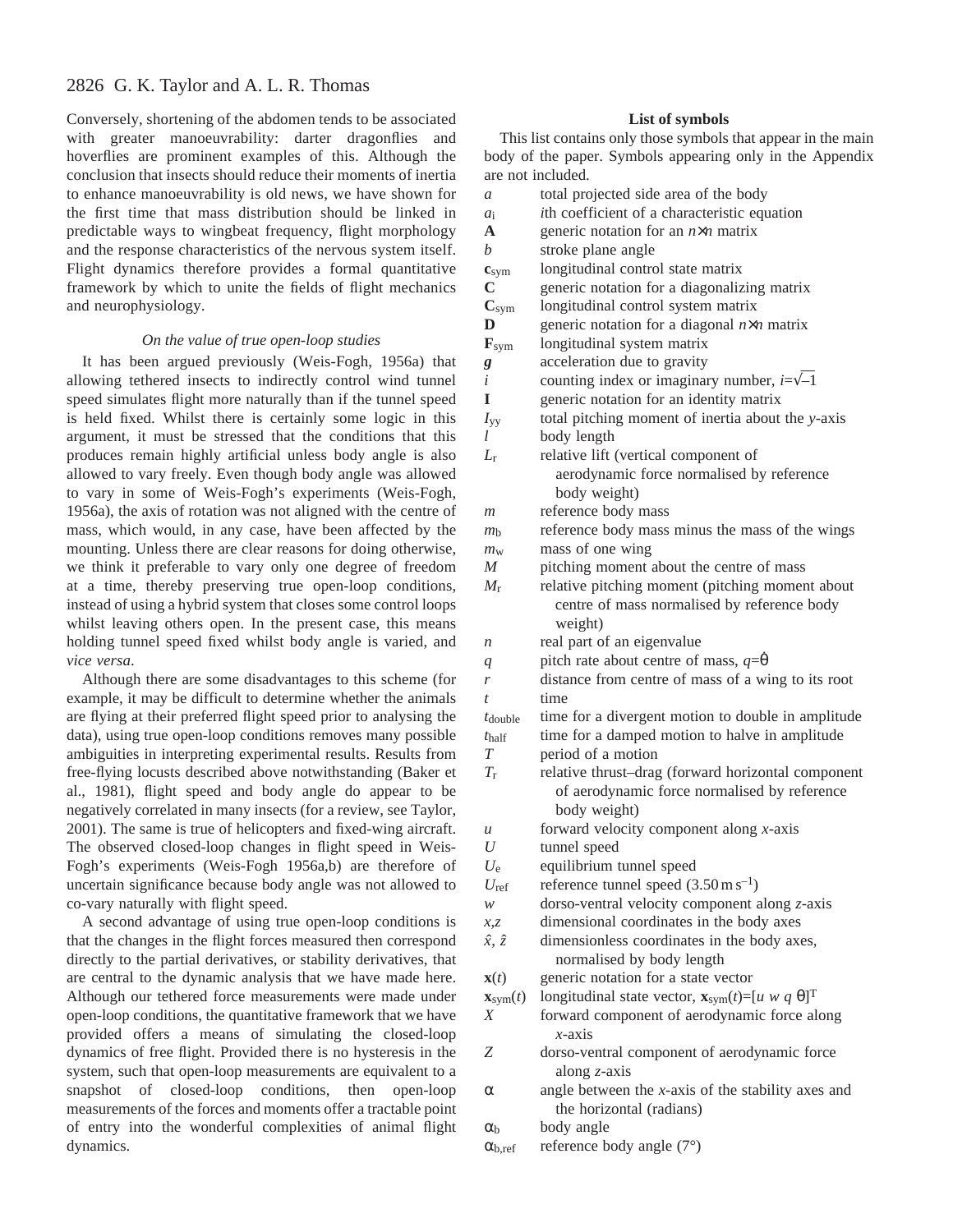Conversely, shortening of the abdomen tends to be associated with greater manoeuvrability: darter dragonflies and hoverflies are prominent examples of this. Although the conclusion that insects should reduce their moments of inertia to enhance manoeuvrability is old news, we have shown for the first time that mass distribution should be linked in predictable ways to wingbeat frequency, flight morphology and the response characteristics of the nervous system itself. Flight dynamics therefore provides a formal quantitative framework by which to unite the fields of flight mechanics and neurophysiology.

### *On the value of true open-loop studies*

It has been argued previously (Weis-Fogh, 1956a) that allowing tethered insects to indirectly control wind tunnel speed simulates flight more naturally than if the tunnel speed is held fixed. Whilst there is certainly some logic in this argument, it must be stressed that the conditions that this produces remain highly artificial unless body angle is also allowed to vary freely. Even though body angle was allowed to vary in some of Weis-Fogh's experiments (Weis-Fogh, 1956a), the axis of rotation was not aligned with the centre of mass, which would, in any case, have been affected by the mounting. Unless there are clear reasons for doing otherwise, we think it preferable to vary only one degree of freedom at a time, thereby preserving true open-loop conditions, instead of using a hybrid system that closes some control loops whilst leaving others open. In the present case, this means holding tunnel speed fixed whilst body angle is varied, and *vice versa*.

Although there are some disadvantages to this scheme (for example, it may be difficult to determine whether the animals are flying at their preferred flight speed prior to analysing the data), using true open-loop conditions removes many possible ambiguities in interpreting experimental results. Results from free-flying locusts described above notwithstanding (Baker et al., 1981), flight speed and body angle do appear to be negatively correlated in many insects (for a review, see Taylor, 2001). The same is true of helicopters and fixed-wing aircraft. The observed closed-loop changes in flight speed in Weis-Fogh's experiments (Weis-Fogh 1956a,b) are therefore of uncertain significance because body angle was not allowed to co-vary naturally with flight speed.

A second advantage of using true open-loop conditions is that the changes in the flight forces measured then correspond directly to the partial derivatives, or stability derivatives, that are central to the dynamic analysis that we have made here. Although our tethered force measurements were made under open-loop conditions, the quantitative framework that we have provided offers a means of simulating the closed-loop dynamics of free flight. Provided there is no hysteresis in the system, such that open-loop measurements are equivalent to a snapshot of closed-loop conditions, then open-loop measurements of the forces and moments offer a tractable point of entry into the wonderful complexities of animal flight dynamics.

### List of symbols

This list contains only those symbols that appear in the main body of the paper. Symbols appearing only in the Appendix are not included.

| | |
|---|---|
| $a$ | total projected side area of the body |
| $a_i$ | *i*th coefficient of a characteristic equation |
| $\mathbf{A}$ | generic notation for an $n\times n$ matrix |
| $b$ | stroke plane angle |
| $\mathbf{c}_{sym}$ | longitudinal control state matrix |
| $\mathbf{C}$ | generic notation for a diagonalizing matrix |
| $\mathbf{C}_{sym}$ | longitudinal control system matrix |
| $\mathbf{D}$ | generic notation for a diagonal $n\times n$ matrix |
| $\mathbf{F}_{sym}$ | longitudinal system matrix |
| $\boldsymbol{g}$ | acceleration due to gravity |
| $i$ | counting index or imaginary number, $i=\sqrt{-1}$ |
| $\mathbf{I}$ | generic notation for an identity matrix |
| $I_{yy}$ | total pitching moment of inertia about the *y*-axis |
| $l$ | body length |
| $L_r$ | relative lift (vertical component of aerodynamic force normalised by reference body weight) |
| $m$ | reference body mass |
| $m_b$ | reference body mass minus the mass of the wings |
| $m_w$ | mass of one wing |
| $M$ | pitching moment about the centre of mass |
| $M_r$ | relative pitching moment (pitching moment about centre of mass normalised by reference body weight) |
| $n$ | real part of an eigenvalue |
| $q$ | pitch rate about centre of mass, $q=\dot{\theta}$ |
| $r$ | distance from centre of mass of a wing to its root |
| $t$ | time |
| $t_{double}$ | time for a divergent motion to double in amplitude |
| $t_{half}$ | time for a damped motion to halve in amplitude |
| $T$ | period of a motion |
| $T_r$ | relative thrust–drag (forward horizontal component of aerodynamic force normalised by reference body weight) |
| $u$ | forward velocity component along *x*-axis |
| $U$ | tunnel speed |
| $U_e$ | equilibrium tunnel speed |
| $U_{ref}$ | reference tunnel speed ($3.50\,\mathrm{m\,s^{-1}}$) |
| $w$ | dorso-ventral velocity component along *z*-axis |
| $x,z$ | dimensional coordinates in the body axes |
| $\hat{x}$, $\hat{z}$ | dimensionless coordinates in the body axes, normalised by body length |
| $\mathbf{x}(t)$ | generic notation for a state vector |
| $\mathbf{x}_{sym}(t)$ | longitudinal state vector, $\mathbf{x}_{sym}(t)=[u\ w\ q\ \theta]^T$ |
| $X$ | forward component of aerodynamic force along *x*-axis |
| $Z$ | dorso-ventral component of aerodynamic force along *z*-axis |
| $\alpha$ | angle between the *x*-axis of the stability axes and the horizontal (radians) |
| $\alpha_b$ | body angle |
| $\alpha_{b,ref}$ | reference body angle (7°) |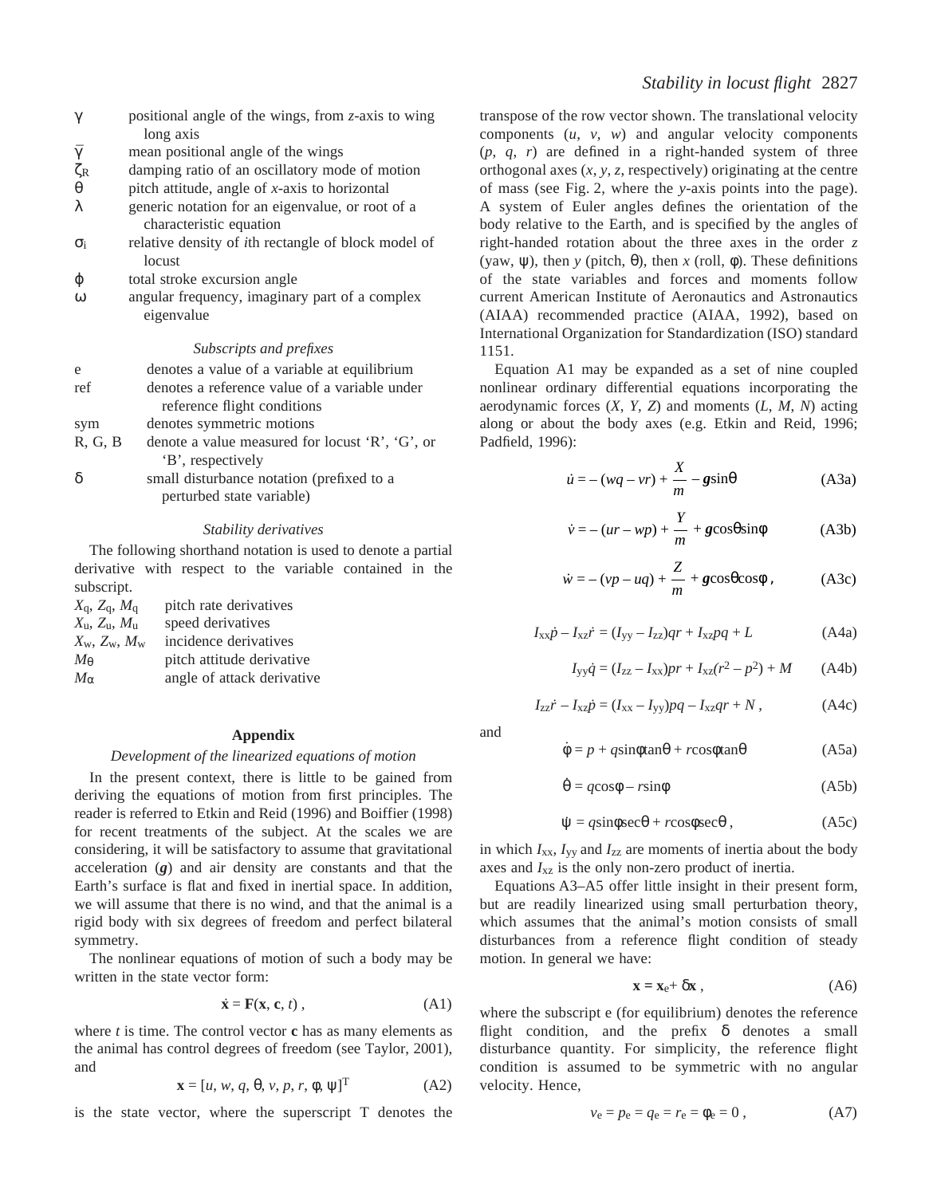| | |
|---|---|
| $\gamma$ | positional angle of the wings, from *z*-axis to wing long axis |
| $\bar{\gamma}$ | mean positional angle of the wings |
| $\zeta_R$ | damping ratio of an oscillatory mode of motion |
| $\theta$ | pitch attitude, angle of *x*-axis to horizontal |
| $\lambda$ | generic notation for an eigenvalue, or root of a characteristic equation |
| $\sigma_i$ | relative density of *i*th rectangle of block model of locust |
| $\phi$ | total stroke excursion angle |
| $\omega$ | angular frequency, imaginary part of a complex eigenvalue |

*Subscripts and prefixes*

| | |
|---|---|
| e | denotes a value of a variable at equilibrium |
| ref | denotes a reference value of a variable under reference flight conditions |
| sym | denotes symmetric motions |
| R, G, B | denote a value measured for locust 'R', 'G', or 'B', respectively |
| $\delta$ | small disturbance notation (prefixed to a perturbed state variable) |

*Stability derivatives*

The following shorthand notation is used to denote a partial derivative with respect to the variable contained in the subscript.

| | |
|---|---|
| $X_q$, $Z_q$, $M_q$ | pitch rate derivatives |
| $X_u$, $Z_u$, $M_u$ | speed derivatives |
| $X_w$, $Z_w$, $M_w$ | incidence derivatives |
| $M_\theta$ | pitch attitude derivative |
| $M_\alpha$ | angle of attack derivative |

## Appendix

*Development of the linearized equations of motion*

In the present context, there is little to be gained from deriving the equations of motion from first principles. The reader is referred to Etkin and Reid (1996) and Boiffier (1998) for recent treatments of the subject. At the scales we are considering, it will be satisfactory to assume that gravitational acceleration ($\boldsymbol{g}$) and air density are constants and that the Earth's surface is flat and fixed in inertial space. In addition, we will assume that there is no wind, and that the animal is a rigid body with six degrees of freedom and perfect bilateral symmetry.

The nonlinear equations of motion of such a body may be written in the state vector form:

$$\dot{\mathbf{x}} = \mathbf{F}(\mathbf{x}, \mathbf{c}, t)\,, \tag{A1}$$

where $t$ is time. The control vector $\mathbf{c}$ has as many elements as the animal has control degrees of freedom (see Taylor, 2001), and

$$\mathbf{x} = [u, w, q, \theta, v, p, r, \phi, \psi]^{\mathrm{T}} \tag{A2}$$

is the state vector, where the superscript T denotes the transpose of the row vector shown. The translational velocity components ($u$, $v$, $w$) and angular velocity components ($p$, $q$, $r$) are defined in a right-handed system of three orthogonal axes ($x$, $y$, $z$, respectively) originating at the centre of mass (see Fig. 2, where the $y$-axis points into the page). A system of Euler angles defines the orientation of the body relative to the Earth, and is specified by the angles of right-handed rotation about the three axes in the order $z$ (yaw, $\psi$), then $y$ (pitch, $\theta$), then $x$ (roll, $\phi$). These definitions of the state variables and forces and moments follow current American Institute of Aeronautics and Astronautics (AIAA) recommended practice (AIAA, 1992), based on International Organization for Standardization (ISO) standard 1151.

Equation A1 may be expanded as a set of nine coupled nonlinear ordinary differential equations incorporating the aerodynamic forces ($X$, $Y$, $Z$) and moments ($L$, $M$, $N$) acting along or about the body axes (e.g. Etkin and Reid, 1996; Padfield, 1996):

$$\dot{u} = -(wq - vr) + \frac{X}{m} - \boldsymbol{g}\sin\theta \tag{A3a}$$

$$\dot{v} = -(ur - wp) + \frac{Y}{m} + \boldsymbol{g}\cos\theta\sin\phi \tag{A3b}$$

$$\dot{w} = -(vp - uq) + \frac{Z}{m} + \boldsymbol{g}\cos\theta\cos\phi\,, \tag{A3c}$$

$$I_{xx}\dot{p} - I_{xz}\dot{r} = (I_{yy} - I_{zz})qr + I_{xz}pq + L \tag{A4a}$$

$$I_{yy}\dot{q} = (I_{zz} - I_{xx})pr + I_{xz}(r^2 - p^2) + M \tag{A4b}$$

$$I_{zz}\dot{r} - I_{xz}\dot{p} = (I_{xx} - I_{yy})pq - I_{xz}qr + N\,, \tag{A4c}$$

and

$$\dot{\phi} = p + q\sin\phi\tan\theta + r\cos\phi\tan\theta \tag{A5a}$$

$$\dot{\theta} = q\cos\phi - r\sin\phi \tag{A5b}$$

$$\dot{\psi} = q\sin\phi\sec\theta + r\cos\phi\sec\theta\,, \tag{A5c}$$

in which $I_{xx}$, $I_{yy}$ and $I_{zz}$ are moments of inertia about the body axes and $I_{xz}$ is the only non-zero product of inertia.

Equations A3–A5 offer little insight in their present form, but are readily linearized using small perturbation theory, which assumes that the animal's motion consists of small disturbances from a reference flight condition of steady motion. In general we have:

$$\mathbf{x} = \mathbf{x}_e + \delta\mathbf{x}\,, \tag{A6}$$

where the subscript e (for equilibrium) denotes the reference flight condition, and the prefix $\delta$ denotes a small disturbance quantity. For simplicity, the reference flight condition is assumed to be symmetric with no angular velocity. Hence,

$$v_e = p_e = q_e = r_e = \phi_e = 0\,, \tag{A7}$$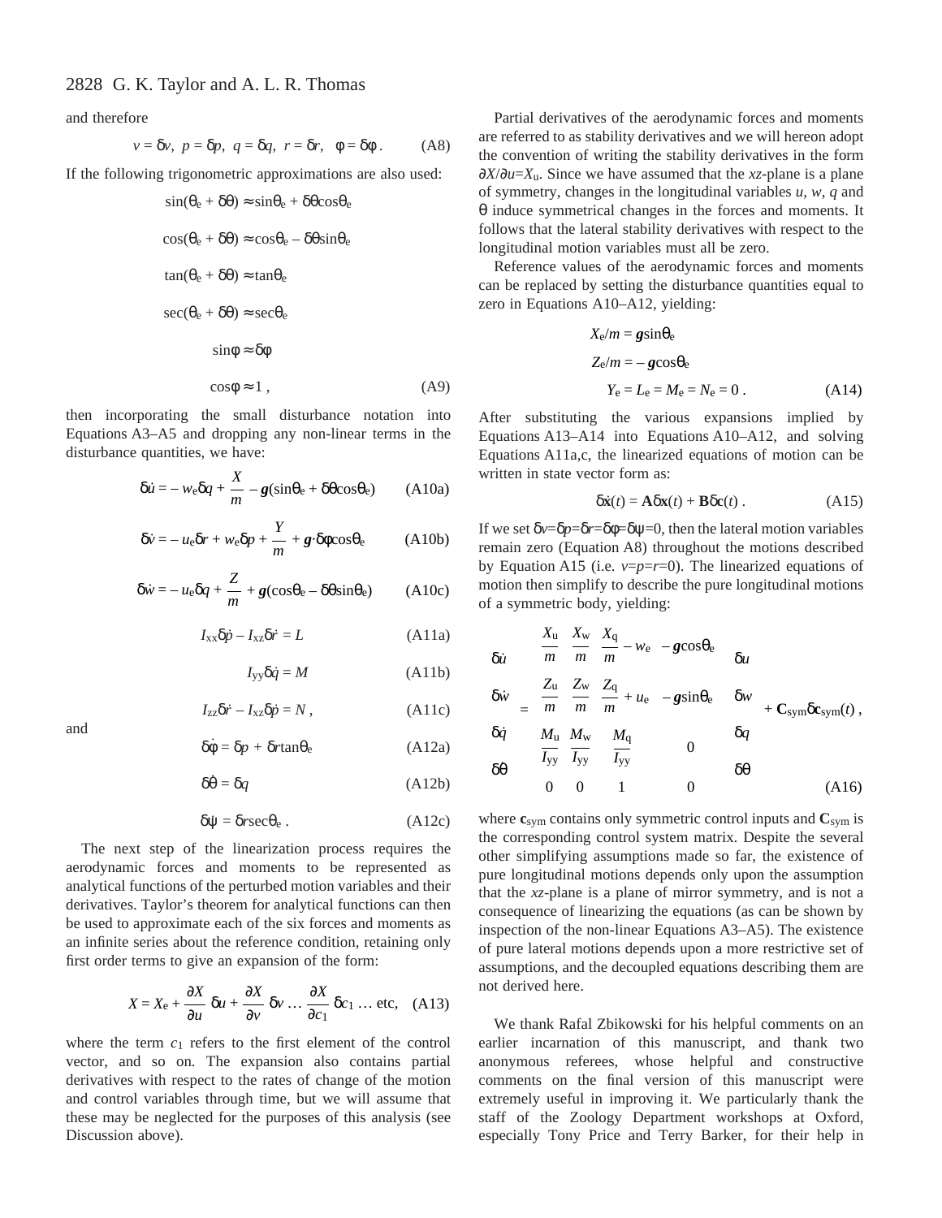and therefore

$$v = \delta v,\ \ p = \delta p,\ \ q = \delta q,\ \ r = \delta r,\ \ \phi = \delta\phi\,. \qquad \text{(A8)}$$

If the following trigonometric approximations are also used:

$$\sin(\theta_e + \delta\theta) \approx \sin\theta_e + \delta\theta\cos\theta_e$$

$$\cos(\theta_e + \delta\theta) \approx \cos\theta_e - \delta\theta\sin\theta_e$$

$$\tan(\theta_e + \delta\theta) \approx \tan\theta_e$$

$$\sec(\theta_e + \delta\theta) \approx \sec\theta_e$$

$$\sin\phi \approx \delta\phi$$

$$\cos\phi \approx 1\,, \qquad \text{(A9)}$$

then incorporating the small disturbance notation into Equations A3–A5 and dropping any non-linear terms in the disturbance quantities, we have:

$$\delta\dot{u} = -w_e\delta q + \frac{X}{m} - \boldsymbol{g}(\sin\theta_e + \delta\theta\cos\theta_e) \qquad \text{(A10a)}$$

$$\delta\dot{v} = -u_e\delta r + w_e\delta p + \frac{Y}{m} + \boldsymbol{g}\cdot\delta\phi\cos\theta_e \qquad \text{(A10b)}$$

$$\delta\dot{w} = -u_e\delta q + \frac{Z}{m} + \boldsymbol{g}(\cos\theta_e - \delta\theta\sin\theta_e) \qquad \text{(A10c)}$$

$$I_{xx}\delta\dot{p} - I_{xz}\delta\dot{r} = L \qquad \text{(A11a)}$$

$$I_{yy}\delta\dot{q} = M \qquad \text{(A11b)}$$

$$I_{zz}\delta\dot{r} - I_{xz}\delta\dot{p} = N\,, \qquad \text{(A11c)}$$

and

$$\delta\dot{\phi} = \delta p + \delta r\tan\theta_e \qquad \text{(A12a)}$$

$$\delta\dot{\theta} = \delta q \qquad \text{(A12b)}$$

$$\delta\dot{\psi} = \delta r\sec\theta_e\,. \qquad \text{(A12c)}$$

The next step of the linearization process requires the aerodynamic forces and moments to be represented as analytical functions of the perturbed motion variables and their derivatives. Taylor's theorem for analytical functions can then be used to approximate each of the six forces and moments as an infinite series about the reference condition, retaining only first order terms to give an expansion of the form:

$$X = X_e + \frac{\partial X}{\partial u}\,\delta u + \frac{\partial X}{\partial v}\,\delta v \ldots \frac{\partial X}{\partial c_1}\,\delta c_1 \ldots \text{etc}, \qquad \text{(A13)}$$

where the term $c_1$ refers to the first element of the control vector, and so on. The expansion also contains partial derivatives with respect to the rates of change of the motion and control variables through time, but we will assume that these may be neglected for the purposes of this analysis (see Discussion above).

Partial derivatives of the aerodynamic forces and moments are referred to as stability derivatives and we will hereon adopt the convention of writing the stability derivatives in the form $\partial X/\partial u = X_u$. Since we have assumed that the $xz$-plane is a plane of symmetry, changes in the longitudinal variables $u$, $w$, $q$ and $\theta$ induce symmetrical changes in the forces and moments. It follows that the lateral stability derivatives with respect to the longitudinal motion variables must all be zero.

Reference values of the aerodynamic forces and moments can be replaced by setting the disturbance quantities equal to zero in Equations A10–A12, yielding:

$$X_e/m = \boldsymbol{g}\sin\theta_e$$

$$Z_e/m = -\boldsymbol{g}\cos\theta_e$$

$$Y_e = L_e = M_e = N_e = 0\,. \qquad \text{(A14)}$$

After substituting the various expansions implied by Equations A13–A14 into Equations A10–A12, and solving Equations A11a,c, the linearized equations of motion can be written in state vector form as:

$$\delta\dot{\mathbf{x}}(t) = \mathbf{A}\delta\mathbf{x}(t) + \mathbf{B}\delta\mathbf{c}(t)\,. \qquad \text{(A15)}$$

If we set $\delta v = \delta p = \delta r = \delta\phi = \delta\psi = 0$, then the lateral motion variables remain zero (Equation A8) throughout the motions described by Equation A15 (i.e. $v = p = r = 0$). The linearized equations of motion then simplify to describe the pure longitudinal motions of a symmetric body, yielding:

$$\begin{bmatrix} \delta\dot{u} \\ \delta\dot{w} \\ \delta\dot{q} \\ \delta\dot{\theta} \end{bmatrix} = \begin{bmatrix} \dfrac{X_u}{m} & \dfrac{X_w}{m} & \dfrac{X_q}{m} - w_e & -\boldsymbol{g}\cos\theta_e \\ \dfrac{Z_u}{m} & \dfrac{Z_w}{m} & \dfrac{Z_q}{m} + u_e & -\boldsymbol{g}\sin\theta_e \\ \dfrac{M_u}{I_{yy}} & \dfrac{M_w}{I_{yy}} & \dfrac{M_q}{I_{yy}} & 0 \\ 0 & 0 & 1 & 0 \end{bmatrix} \begin{bmatrix} \delta u \\ \delta w \\ \delta q \\ \delta\theta \end{bmatrix} + \mathbf{C}_{\text{sym}}\delta\mathbf{c}_{\text{sym}}(t)\,, \qquad \text{(A16)}$$

where $\mathbf{c}_{\text{sym}}$ contains only symmetric control inputs and $\mathbf{C}_{\text{sym}}$ is the corresponding control system matrix. Despite the several other simplifying assumptions made so far, the existence of pure longitudinal motions depends only upon the assumption that the $xz$-plane is a plane of mirror symmetry, and is not a consequence of linearizing the equations (as can be shown by inspection of the non-linear Equations A3–A5). The existence of pure lateral motions depends upon a more restrictive set of assumptions, and the decoupled equations describing them are not derived here.

We thank Rafal Zbikowski for his helpful comments on an earlier incarnation of this manuscript, and thank two anonymous referees, whose helpful and constructive comments on the final version of this manuscript were extremely useful in improving it. We particularly thank the staff of the Zoology Department workshops at Oxford, especially Tony Price and Terry Barker, for their help in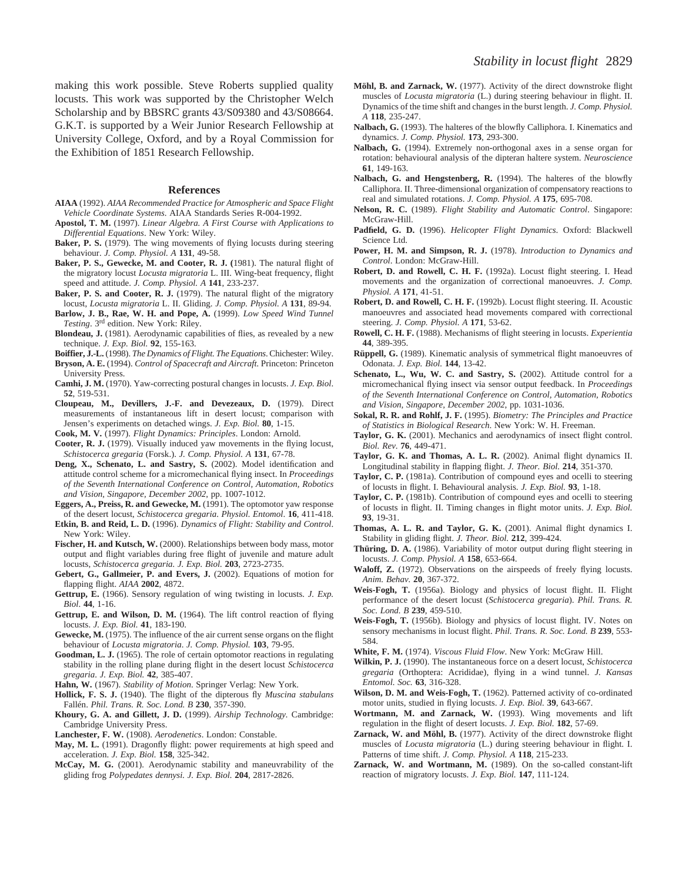making this work possible. Steve Roberts supplied quality locusts. This work was supported by the Christopher Welch Scholarship and by BBSRC grants 43/S09380 and 43/S08664. G.K.T. is supported by a Weir Junior Research Fellowship at University College, Oxford, and by a Royal Commission for the Exhibition of 1851 Research Fellowship.

## References

**AIAA** (1992). *AIAA Recommended Practice for Atmospheric and Space Flight Vehicle Coordinate Systems*. AIAA Standards Series R-004-1992.

**Apostol, T. M.** (1997). *Linear Algebra. A First Course with Applications to Differential Equations*. New York: Wiley.

**Baker, P. S.** (1979). The wing movements of flying locusts during steering behaviour. *J. Comp. Physiol. A* **131**, 49-58.

**Baker, P. S., Gewecke, M. and Cooter, R. J. (**1981). The natural flight of the migratory locust *Locusta migratoria* L. III. Wing-beat frequency, flight speed and attitude. *J. Comp. Physiol. A* **141**, 233-237.

**Baker, P. S. and Cooter, R. J.** (1979). The natural flight of the migratory locust, *Locusta migratoria* L. II. Gliding. *J. Comp. Physiol. A* **131**, 89-94.

**Barlow, J. B., Rae, W. H. and Pope, A.** (1999). *Low Speed Wind Tunnel Testing*. 3rd edition. New York: Riley.

**Blondeau, J.** (1981). Aerodynamic capabilities of flies, as revealed by a new technique. *J. Exp. Biol.* **92**, 155-163.

**Boiffier, J.-L.** (1998). *The Dynamics of Flight. The Equations*. Chichester: Wiley.

**Bryson, A. E.** (1994). *Control of Spacecraft and Aircraft*. Princeton: Princeton University Press.

**Camhi, J. M.** (1970). Yaw-correcting postural changes in locusts. *J. Exp. Biol*. **52**, 519-531.

**Cloupeau, M., Devillers, J.-F. and Devezeaux, D.** (1979). Direct measurements of instantaneous lift in desert locust; comparison with Jensen's experiments on detached wings. *J. Exp. Biol.* **80**, 1-15.

**Cook, M. V.** (1997). *Flight Dynamics: Principles*. London: Arnold.

**Cooter, R. J.** (1979). Visually induced yaw movements in the flying locust, *Schistocerca gregaria* (Forsk.). *J. Comp. Physiol. A* **131**, 67-78.

**Deng, X., Schenato, L. and Sastry, S.** (2002). Model identification and attitude control scheme for a micromechanical flying insect. In *Proceedings of the Seventh International Conference on Control, Automation, Robotics and Vision, Singapore, December 2002*, pp. 1007-1012.

**Eggers, A., Preiss, R. and Gewecke, M.** (1991). The optomotor yaw response of the desert locust, *Schistocerca gregaria*. *Physiol. Entomol*. **16**, 411-418.

**Etkin, B. and Reid, L. D.** (1996). *Dynamics of Flight: Stability and Control*. New York: Wiley.

**Fischer, H. and Kutsch, W.** (2000). Relationships between body mass, motor output and flight variables during free flight of juvenile and mature adult locusts, *Schistocerca gregaria*. *J. Exp. Biol.* **203**, 2723-2735.

**Gebert, G., Gallmeier, P. and Evers, J.** (2002). Equations of motion for flapping flight. *AIAA* **2002**, 4872.

**Gettrup, E.** (1966). Sensory regulation of wing twisting in locusts. *J. Exp. Biol*. **44**, 1-16.

**Gettrup, E. and Wilson, D. M.** (1964). The lift control reaction of flying locusts. *J. Exp. Biol.* **41**, 183-190.

**Gewecke, M.** (1975). The influence of the air current sense organs on the flight behaviour of *Locusta migratoria*. *J. Comp. Physiol.* **103**, 79-95.

**Goodman, L. J.** (1965). The role of certain optomotor reactions in regulating stability in the rolling plane during flight in the desert locust *Schistocerca gregaria*. *J. Exp. Biol.* **42**, 385-407.

**Hahn, W.** (1967). *Stability of Motion*. Springer Verlag: New York.

**Hollick, F. S. J.** (1940). The flight of the dipterous fly *Muscina stabulans* Fallén. *Phil. Trans. R. Soc. Lond. B* **230**, 357-390.

**Khoury, G. A. and Gillett, J. D.** (1999). *Airship Technology*. Cambridge: Cambridge University Press.

**Lanchester, F. W.** (1908). *Aerodenetics*. London: Constable.

**May, M. L.** (1991). Dragonfly flight: power requirements at high speed and acceleration. *J. Exp. Biol.* **158**, 325-342.

**McCay, M. G.** (2001). Aerodynamic stability and maneuvrability of the gliding frog *Polypedates dennysi. J. Exp. Biol.* **204**, 2817-2826.

**Möhl, B. and Zarnack, W.** (1977). Activity of the direct downstroke flight muscles of *Locusta migratoria* (L.) during steering behaviour in flight. II. Dynamics of the time shift and changes in the burst length. *J. Comp. Physiol. A* **118**, 235-247.

**Nalbach, G.** (1993). The halteres of the blowfly Calliphora. I. Kinematics and dynamics. *J. Comp. Physiol.* **173**, 293-300.

**Nalbach, G.** (1994). Extremely non-orthogonal axes in a sense organ for rotation: behavioural analysis of the dipteran haltere system. *Neuroscience* **61**, 149-163.

**Nalbach, G. and Hengstenberg, R.** (1994). The halteres of the blowfly Calliphora. II. Three-dimensional organization of compensatory reactions to real and simulated rotations. *J. Comp. Physiol. A* **175**, 695-708.

**Nelson, R. C.** (1989). *Flight Stability and Automatic Control*. Singapore: McGraw-Hill.

**Padfield, G. D.** (1996). *Helicopter Flight Dynamics*. Oxford: Blackwell Science Ltd.

**Power, H. M. and Simpson, R. J.** (1978). *Introduction to Dynamics and Control*. London: McGraw-Hill.

**Robert, D. and Rowell, C. H. F.** (1992a). Locust flight steering. I. Head movements and the organization of correctional manoeuvres. *J. Comp. Physiol. A* **171**, 41-51.

**Robert, D. and Rowell, C. H. F.** (1992b). Locust flight steering. II. Acoustic manoeuvres and associated head movements compared with correctional steering. *J. Comp. Physiol. A* **171**, 53-62.

**Rowell, C. H. F.** (1988). Mechanisms of flight steering in locusts. *Experientia* **44**, 389-395.

**Rüppell, G.** (1989). Kinematic analysis of symmetrical flight manoeuvres of Odonata. *J. Exp. Biol.* **144**, 13-42.

**Schenato, L., Wu, W. C. and Sastry, S.** (2002). Attitude control for a micromechanical flying insect via sensor output feedback. In *Proceedings of the Seventh International Conference on Control, Automation, Robotics and Vision, Singapore, December 2002*, pp. 1031-1036.

**Sokal, R. R. and Rohlf, J. F.** (1995). *Biometry: The Principles and Practice of Statistics in Biological Research*. New York: W. H. Freeman.

**Taylor, G. K.** (2001). Mechanics and aerodynamics of insect flight control. *Biol. Rev.* **76**, 449-471.

**Taylor, G. K. and Thomas, A. L. R.** (2002). Animal flight dynamics II. Longitudinal stability in flapping flight. *J. Theor. Biol.* **214**, 351-370.

**Taylor, C. P.** (1981a). Contribution of compound eyes and ocelli to steering of locusts in flight. I. Behavioural analysis. *J. Exp. Biol.* **93**, 1-18.

**Taylor, C. P.** (1981b). Contribution of compound eyes and ocelli to steering of locusts in flight. II. Timing changes in flight motor units. *J. Exp. Biol.* **93**, 19-31.

**Thomas, A. L. R. and Taylor, G. K.** (2001). Animal flight dynamics I. Stability in gliding flight. *J. Theor. Biol.* **212**, 399-424.

**Thüring, D. A.** (1986). Variability of motor output during flight steering in locusts. *J. Comp. Physiol. A* **158**, 653-664.

**Waloff, Z.** (1972). Observations on the airspeeds of freely flying locusts. *Anim. Behav.* **20**, 367-372.

**Weis-Fogh, T.** (1956a). Biology and physics of locust flight. II. Flight performance of the desert locust (*Schistocerca gregaria*). *Phil. Trans. R. Soc. Lond. B* **239**, 459-510.

**Weis-Fogh, T.** (1956b). Biology and physics of locust flight. IV. Notes on sensory mechanisms in locust flight. *Phil. Trans. R. Soc. Lond. B* **239**, 553-584.

**White, F. M.** (1974). *Viscous Fluid Flow*. New York: McGraw Hill.

**Wilkin, P. J.** (1990). The instantaneous force on a desert locust, *Schistocerca gregaria* (Orthoptera: Acrididae), flying in a wind tunnel. *J. Kansas Entomol. Soc.* **63**, 316-328.

**Wilson, D. M. and Weis-Fogh, T.** (1962). Patterned activity of co-ordinated motor units, studied in flying locusts. *J. Exp. Biol.* **39**, 643-667.

**Wortmann, M. and Zarnack, W.** (1993). Wing movements and lift regulation in the flight of desert locusts. *J. Exp. Biol.* **182**, 57-69.

**Zarnack, W. and Möhl, B.** (1977). Activity of the direct downstroke flight muscles of *Locusta migratoria* (L.) during steering behaviour in flight. I. Patterns of time shift. *J. Comp. Physiol. A* **118**, 215-233.

**Zarnack, W. and Wortmann, M.** (1989). On the so-called constant-lift reaction of migratory locusts. *J. Exp. Biol.* **147**, 111-124.